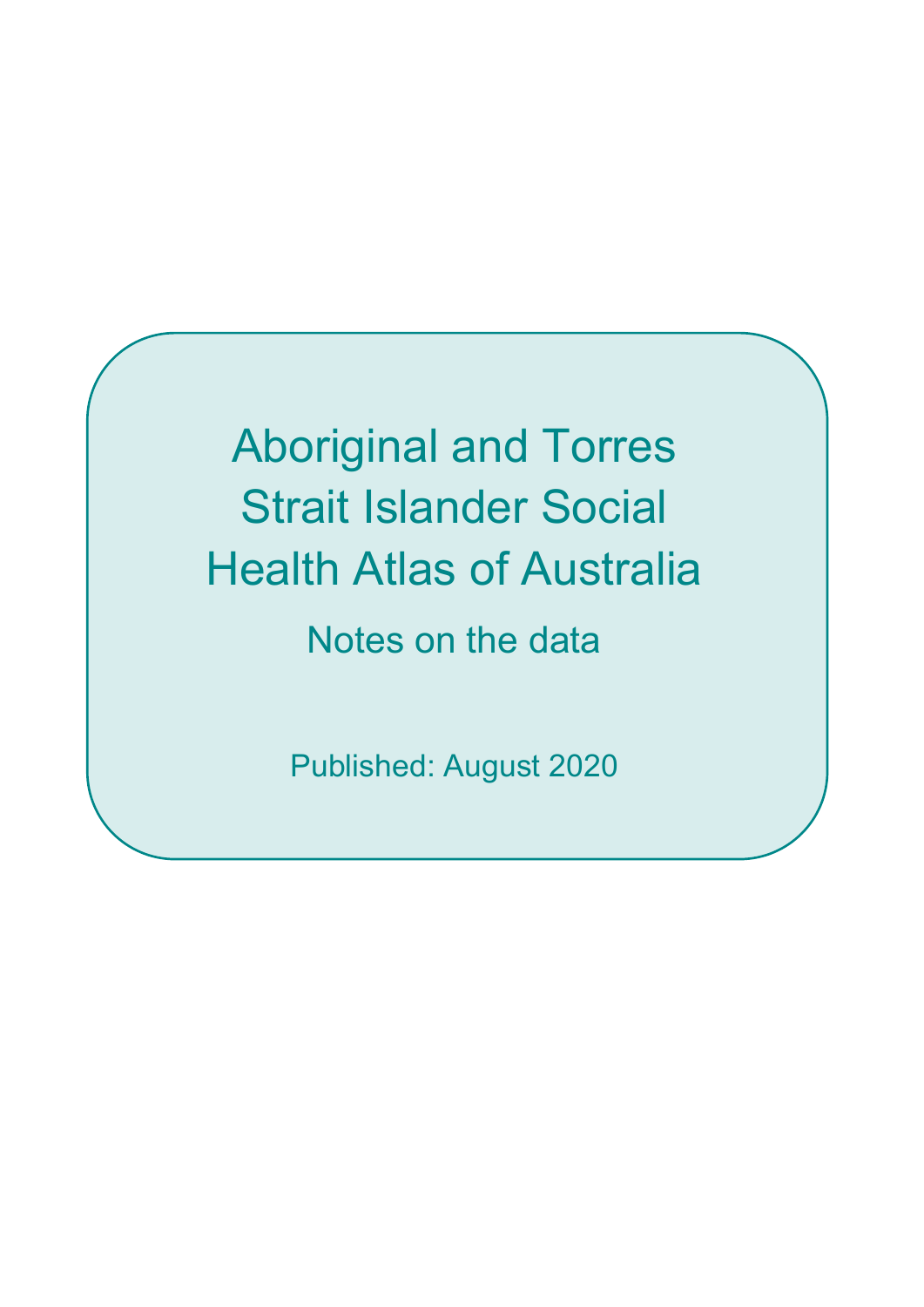# Aboriginal and Torres Strait Islander Social Health Atlas of Australia

## Notes on the data

Published: August 2020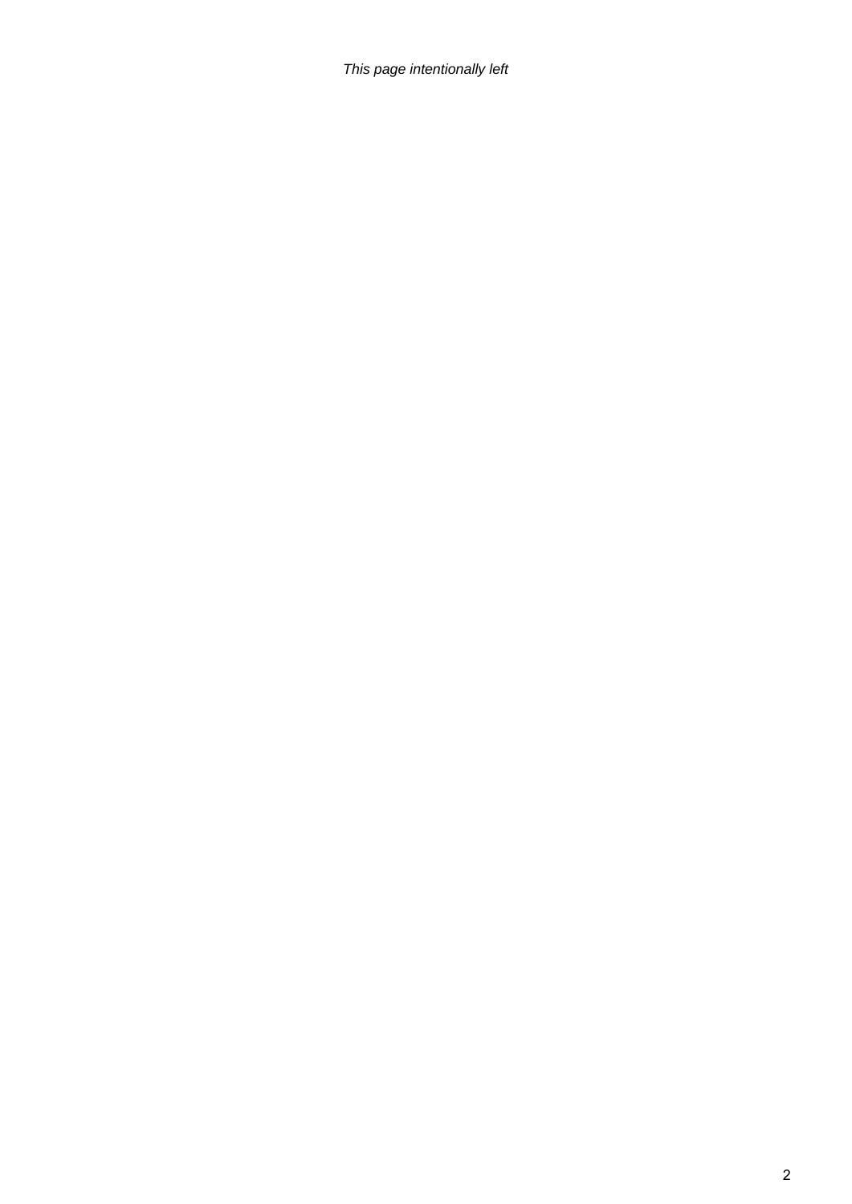*This page intentionally left*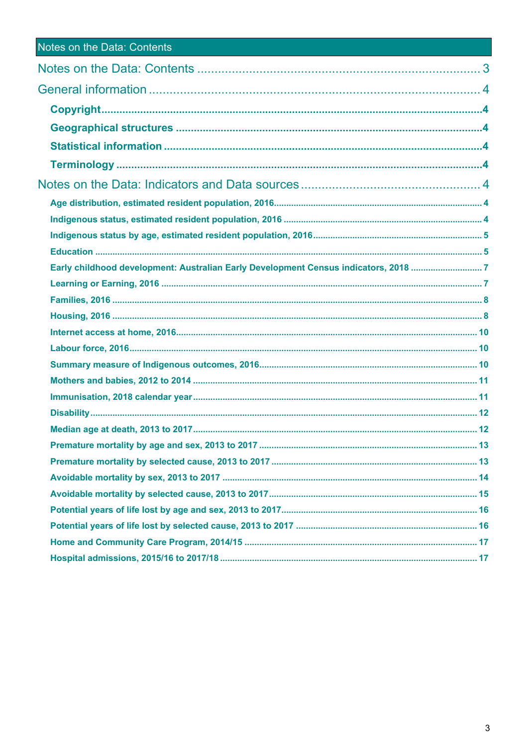# Notes on the Data: Contents

Notes on the Data: Contents ..... 3

General information ..... 4

- **Copyright** ..... 4
- **Geographical structures** ..... 4
- **Statistical information** ..... 4
- **Terminology** ..... 4

Notes on the Data: Indicators and Data sources ..... 4

- **Age distribution, estimated resident population, 2016** ..... 4
- **Indigenous status, estimated resident population, 2016** ..... 4
- **Indigenous status by age, estimated resident population, 2016** ..... 5
- **Education** ..... 5
- **Early childhood development: Australian Early Development Census indicators, 2018** ..... 7
- **Learning or Earning, 2016** ..... 7
- **Families, 2016** ..... 8
- **Housing, 2016** ..... 8
- **Internet access at home, 2016** ..... 10
- **Labour force, 2016** ..... 10
- **Summary measure of Indigenous outcomes, 2016** ..... 10
- **Mothers and babies, 2012 to 2014** ..... 11
- **Immunisation, 2018 calendar year** ..... 11
- **Disability** ..... 12
- **Median age at death, 2013 to 2017** ..... 12
- **Premature mortality by age and sex, 2013 to 2017** ..... 13
- **Premature mortality by selected cause, 2013 to 2017** ..... 13
- **Avoidable mortality by sex, 2013 to 2017** ..... 14
- **Avoidable mortality by selected cause, 2013 to 2017** ..... 15
- **Potential years of life lost by age and sex, 2013 to 2017** ..... 16
- **Potential years of life lost by selected cause, 2013 to 2017** ..... 16
- **Home and Community Care Program, 2014/15** ..... 17
- **Hospital admissions, 2015/16 to 2017/18** ..... 17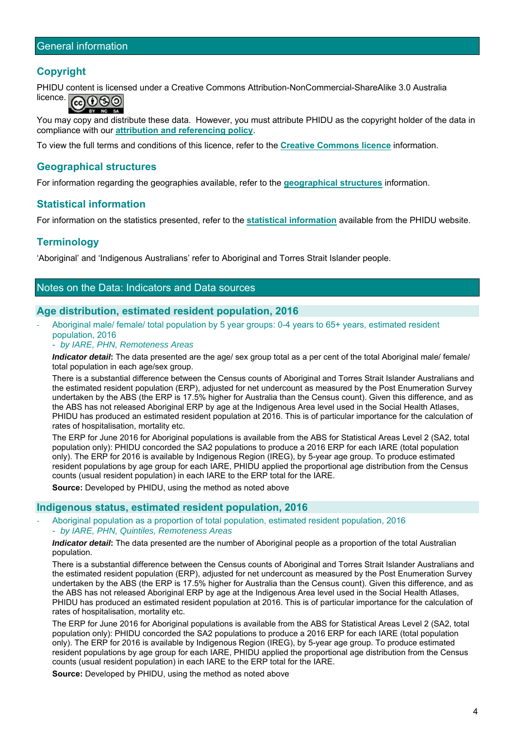## General information

### Copyright

PHIDU content is licensed under a Creative Commons Attribution-NonCommercial-ShareAlike 3.0 Australia licence.

You may copy and distribute these data. However, you must attribute PHIDU as the copyright holder of the data in compliance with our **attribution and referencing policy**.

To view the full terms and conditions of this licence, refer to the **Creative Commons licence** information.

### Geographical structures

For information regarding the geographies available, refer to the **geographical structures** information.

### Statistical information

For information on the statistics presented, refer to the **statistical information** available from the PHIDU website.

### Terminology

'Aboriginal' and 'Indigenous Australians' refer to Aboriginal and Torres Strait Islander people.

## Notes on the Data: Indicators and Data sources

### Age distribution, estimated resident population, 2016

- Aboriginal male/ female/ total population by 5 year groups: 0-4 years to 65+ years, estimated resident population, 2016
  - *by IARE, PHN, Remoteness Areas*

***Indicator detail***: The data presented are the age/ sex group total as a per cent of the total Aboriginal male/ female/ total population in each age/sex group.

There is a substantial difference between the Census counts of Aboriginal and Torres Strait Islander Australians and the estimated resident population (ERP), adjusted for net undercount as measured by the Post Enumeration Survey undertaken by the ABS (the ERP is 17.5% higher for Australia than the Census count). Given this difference, and as the ABS has not released Aboriginal ERP by age at the Indigenous Area level used in the Social Health Atlases, PHIDU has produced an estimated resident population at 2016. This is of particular importance for the calculation of rates of hospitalisation, mortality etc.

The ERP for June 2016 for Aboriginal populations is available from the ABS for Statistical Areas Level 2 (SA2, total population only): PHIDU concorded the SA2 populations to produce a 2016 ERP for each IARE (total population only). The ERP for 2016 is available by Indigenous Region (IREG), by 5-year age group. To produce estimated resident populations by age group for each IARE, PHIDU applied the proportional age distribution from the Census counts (usual resident population) in each IARE to the ERP total for the IARE.

**Source:** Developed by PHIDU, using the method as noted above

### Indigenous status, estimated resident population, 2016

- Aboriginal population as a proportion of total population, estimated resident population, 2016
  - *by IARE, PHN, Quintiles, Remoteness Areas*

***Indicator detail***: The data presented are the number of Aboriginal people as a proportion of the total Australian population.

There is a substantial difference between the Census counts of Aboriginal and Torres Strait Islander Australians and the estimated resident population (ERP), adjusted for net undercount as measured by the Post Enumeration Survey undertaken by the ABS (the ERP is 17.5% higher for Australia than the Census count). Given this difference, and as the ABS has not released Aboriginal ERP by age at the Indigenous Area level used in the Social Health Atlases, PHIDU has produced an estimated resident population at 2016. This is of particular importance for the calculation of rates of hospitalisation, mortality etc.

The ERP for June 2016 for Aboriginal populations is available from the ABS for Statistical Areas Level 2 (SA2, total population only): PHIDU concorded the SA2 populations to produce a 2016 ERP for each IARE (total population only). The ERP for 2016 is available by Indigenous Region (IREG), by 5-year age group. To produce estimated resident populations by age group for each IARE, PHIDU applied the proportional age distribution from the Census counts (usual resident population) in each IARE to the ERP total for the IARE.

**Source:** Developed by PHIDU, using the method as noted above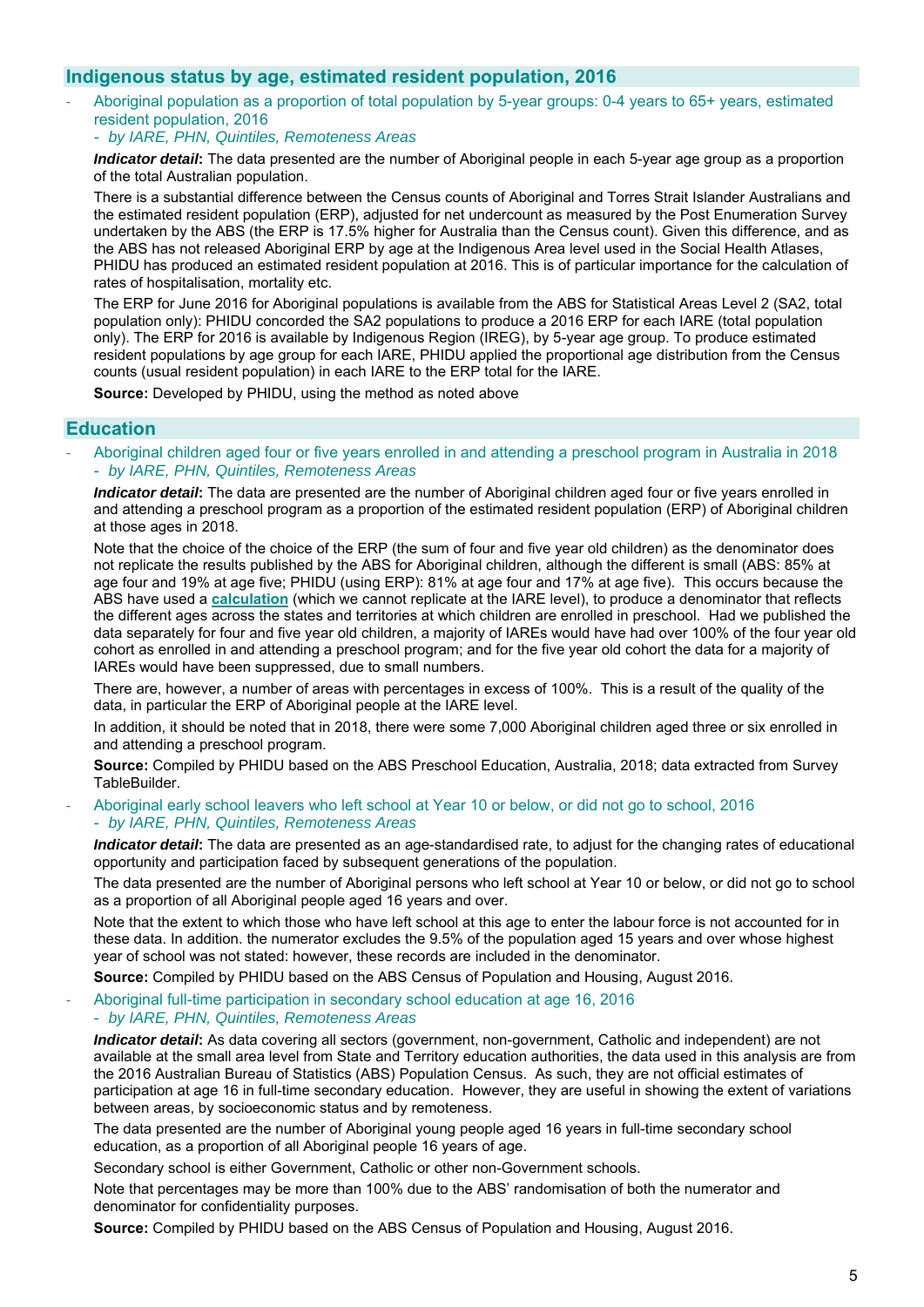## Indigenous status by age, estimated resident population, 2016

- Aboriginal population as a proportion of total population by 5-year groups: 0-4 years to 65+ years, estimated resident population, 2016
  - *by IARE, PHN, Quintiles, Remoteness Areas*

***Indicator detail*:** The data presented are the number of Aboriginal people in each 5-year age group as a proportion of the total Australian population.

There is a substantial difference between the Census counts of Aboriginal and Torres Strait Islander Australians and the estimated resident population (ERP), adjusted for net undercount as measured by the Post Enumeration Survey undertaken by the ABS (the ERP is 17.5% higher for Australia than the Census count). Given this difference, and as the ABS has not released Aboriginal ERP by age at the Indigenous Area level used in the Social Health Atlases, PHIDU has produced an estimated resident population at 2016. This is of particular importance for the calculation of rates of hospitalisation, mortality etc.

The ERP for June 2016 for Aboriginal populations is available from the ABS for Statistical Areas Level 2 (SA2, total population only): PHIDU concorded the SA2 populations to produce a 2016 ERP for each IARE (total population only). The ERP for 2016 is available by Indigenous Region (IREG), by 5-year age group. To produce estimated resident populations by age group for each IARE, PHIDU applied the proportional age distribution from the Census counts (usual resident population) in each IARE to the ERP total for the IARE.

**Source:** Developed by PHIDU, using the method as noted above

## Education

- Aboriginal children aged four or five years enrolled in and attending a preschool program in Australia in 2018
  - *by IARE, PHN, Quintiles, Remoteness Areas*

***Indicator detail*:** The data are presented are the number of Aboriginal children aged four or five years enrolled in and attending a preschool program as a proportion of the estimated resident population (ERP) of Aboriginal children at those ages in 2018.

Note that the choice of the choice of the ERP (the sum of four and five year old children) as the denominator does not replicate the results published by the ABS for Aboriginal children, although the different is small (ABS: 85% at age four and 19% at age five; PHIDU (using ERP): 81% at age four and 17% at age five). This occurs because the ABS have used a **calculation** (which we cannot replicate at the IARE level), to produce a denominator that reflects the different ages across the states and territories at which children are enrolled in preschool. Had we published the data separately for four and five year old children, a majority of IAREs would have had over 100% of the four year old cohort as enrolled in and attending a preschool program; and for the five year old cohort the data for a majority of IAREs would have been suppressed, due to small numbers.

There are, however, a number of areas with percentages in excess of 100%. This is a result of the quality of the data, in particular the ERP of Aboriginal people at the IARE level.

In addition, it should be noted that in 2018, there were some 7,000 Aboriginal children aged three or six enrolled in and attending a preschool program.

**Source:** Compiled by PHIDU based on the ABS Preschool Education, Australia, 2018; data extracted from Survey TableBuilder.

- Aboriginal early school leavers who left school at Year 10 or below, or did not go to school, 2016
  - *by IARE, PHN, Quintiles, Remoteness Areas*

***Indicator detail*:** The data are presented as an age-standardised rate, to adjust for the changing rates of educational opportunity and participation faced by subsequent generations of the population.

The data presented are the number of Aboriginal persons who left school at Year 10 or below, or did not go to school as a proportion of all Aboriginal people aged 16 years and over.

Note that the extent to which those who have left school at this age to enter the labour force is not accounted for in these data. In addition. the numerator excludes the 9.5% of the population aged 15 years and over whose highest year of school was not stated: however, these records are included in the denominator.

**Source:** Compiled by PHIDU based on the ABS Census of Population and Housing, August 2016.

- Aboriginal full-time participation in secondary school education at age 16, 2016
  - *by IARE, PHN, Quintiles, Remoteness Areas*

***Indicator detail*:** As data covering all sectors (government, non-government, Catholic and independent) are not available at the small area level from State and Territory education authorities, the data used in this analysis are from the 2016 Australian Bureau of Statistics (ABS) Population Census. As such, they are not official estimates of participation at age 16 in full-time secondary education. However, they are useful in showing the extent of variations between areas, by socioeconomic status and by remoteness.

The data presented are the number of Aboriginal young people aged 16 years in full-time secondary school education, as a proportion of all Aboriginal people 16 years of age.

Secondary school is either Government, Catholic or other non-Government schools.

Note that percentages may be more than 100% due to the ABS' randomisation of both the numerator and denominator for confidentiality purposes.

**Source:** Compiled by PHIDU based on the ABS Census of Population and Housing, August 2016.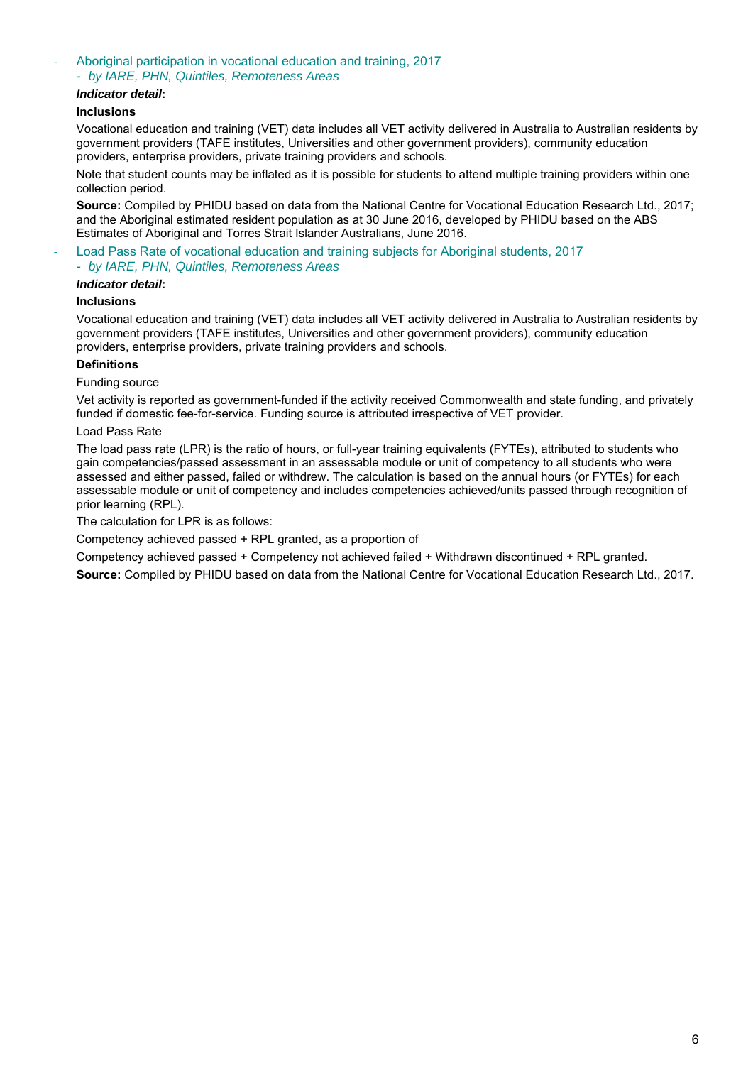- Aboriginal participation in vocational education and training, 2017
  - *by IARE, PHN, Quintiles, Remoteness Areas*

***Indicator detail*:**

**Inclusions**

Vocational education and training (VET) data includes all VET activity delivered in Australia to Australian residents by government providers (TAFE institutes, Universities and other government providers), community education providers, enterprise providers, private training providers and schools.

Note that student counts may be inflated as it is possible for students to attend multiple training providers within one collection period.

**Source:** Compiled by PHIDU based on data from the National Centre for Vocational Education Research Ltd., 2017; and the Aboriginal estimated resident population as at 30 June 2016, developed by PHIDU based on the ABS Estimates of Aboriginal and Torres Strait Islander Australians, June 2016.

- Load Pass Rate of vocational education and training subjects for Aboriginal students, 2017
  - *by IARE, PHN, Quintiles, Remoteness Areas*

***Indicator detail*:**

**Inclusions**

Vocational education and training (VET) data includes all VET activity delivered in Australia to Australian residents by government providers (TAFE institutes, Universities and other government providers), community education providers, enterprise providers, private training providers and schools.

**Definitions**

Funding source

Vet activity is reported as government-funded if the activity received Commonwealth and state funding, and privately funded if domestic fee-for-service. Funding source is attributed irrespective of VET provider.

Load Pass Rate

The load pass rate (LPR) is the ratio of hours, or full-year training equivalents (FYTEs), attributed to students who gain competencies/passed assessment in an assessable module or unit of competency to all students who were assessed and either passed, failed or withdrew. The calculation is based on the annual hours (or FYTEs) for each assessable module or unit of competency and includes competencies achieved/units passed through recognition of prior learning (RPL).

The calculation for LPR is as follows:

Competency achieved passed + RPL granted, as a proportion of

Competency achieved passed + Competency not achieved failed + Withdrawn discontinued + RPL granted.

**Source:** Compiled by PHIDU based on data from the National Centre for Vocational Education Research Ltd., 2017.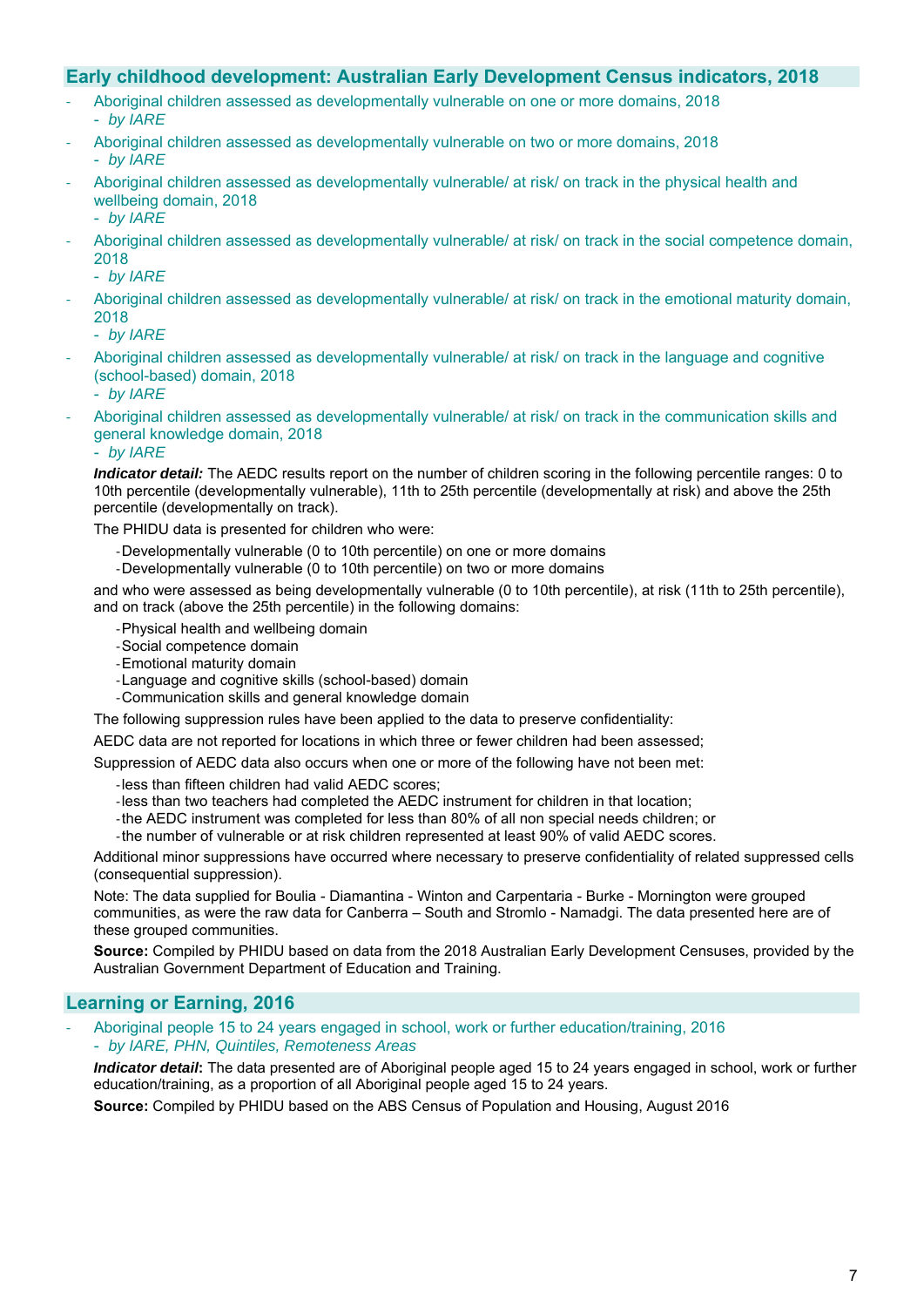## Early childhood development: Australian Early Development Census indicators, 2018

- Aboriginal children assessed as developmentally vulnerable on one or more domains, 2018
  - *by IARE*
- Aboriginal children assessed as developmentally vulnerable on two or more domains, 2018
  - *by IARE*
- Aboriginal children assessed as developmentally vulnerable/ at risk/ on track in the physical health and wellbeing domain, 2018
  - *by IARE*
- Aboriginal children assessed as developmentally vulnerable/ at risk/ on track in the social competence domain, 2018
  - *by IARE*
- Aboriginal children assessed as developmentally vulnerable/ at risk/ on track in the emotional maturity domain, 2018
  - *by IARE*
- Aboriginal children assessed as developmentally vulnerable/ at risk/ on track in the language and cognitive (school-based) domain, 2018
  - *by IARE*
- Aboriginal children assessed as developmentally vulnerable/ at risk/ on track in the communication skills and general knowledge domain, 2018
  - *by IARE*

***Indicator detail:*** The AEDC results report on the number of children scoring in the following percentile ranges: 0 to 10th percentile (developmentally vulnerable), 11th to 25th percentile (developmentally at risk) and above the 25th percentile (developmentally on track).

The PHIDU data is presented for children who were:

- Developmentally vulnerable (0 to 10th percentile) on one or more domains
- Developmentally vulnerable (0 to 10th percentile) on two or more domains

and who were assessed as being developmentally vulnerable (0 to 10th percentile), at risk (11th to 25th percentile), and on track (above the 25th percentile) in the following domains:

- Physical health and wellbeing domain
- Social competence domain
- Emotional maturity domain
- Language and cognitive skills (school-based) domain
- Communication skills and general knowledge domain

The following suppression rules have been applied to the data to preserve confidentiality:

AEDC data are not reported for locations in which three or fewer children had been assessed;

Suppression of AEDC data also occurs when one or more of the following have not been met:

- less than fifteen children had valid AEDC scores;
- less than two teachers had completed the AEDC instrument for children in that location;
- the AEDC instrument was completed for less than 80% of all non special needs children; or
- the number of vulnerable or at risk children represented at least 90% of valid AEDC scores.

Additional minor suppressions have occurred where necessary to preserve confidentiality of related suppressed cells (consequential suppression).

Note: The data supplied for Boulia - Diamantina - Winton and Carpentaria - Burke - Mornington were grouped communities, as were the raw data for Canberra – South and Stromlo - Namadgi. The data presented here are of these grouped communities.

**Source:** Compiled by PHIDU based on data from the 2018 Australian Early Development Censuses, provided by the Australian Government Department of Education and Training.

## Learning or Earning, 2016

- Aboriginal people 15 to 24 years engaged in school, work or further education/training, 2016
  - *by IARE, PHN, Quintiles, Remoteness Areas*

***Indicator detail***: The data presented are of Aboriginal people aged 15 to 24 years engaged in school, work or further education/training, as a proportion of all Aboriginal people aged 15 to 24 years.

**Source:** Compiled by PHIDU based on the ABS Census of Population and Housing, August 2016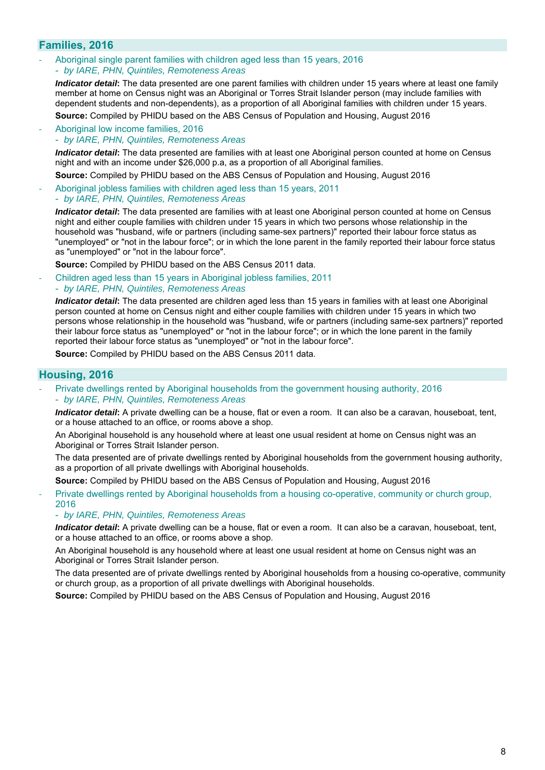## Families, 2016

- Aboriginal single parent families with children aged less than 15 years, 2016
  - *by IARE, PHN, Quintiles, Remoteness Areas*

  ***Indicator detail*:** The data presented are one parent families with children under 15 years where at least one family member at home on Census night was an Aboriginal or Torres Strait Islander person (may include families with dependent students and non-dependents), as a proportion of all Aboriginal families with children under 15 years.

  **Source:** Compiled by PHIDU based on the ABS Census of Population and Housing, August 2016

- Aboriginal low income families, 2016
  - *by IARE, PHN, Quintiles, Remoteness Areas*

  ***Indicator detail*:** The data presented are families with at least one Aboriginal person counted at home on Census night and with an income under $26,000 p.a, as a proportion of all Aboriginal families.

  **Source:** Compiled by PHIDU based on the ABS Census of Population and Housing, August 2016

- Aboriginal jobless families with children aged less than 15 years, 2011
  - *by IARE, PHN, Quintiles, Remoteness Areas*

  ***Indicator detail*:** The data presented are families with at least one Aboriginal person counted at home on Census night and either couple families with children under 15 years in which two persons whose relationship in the household was "husband, wife or partners (including same-sex partners)" reported their labour force status as "unemployed" or "not in the labour force"; or in which the lone parent in the family reported their labour force status as "unemployed" or "not in the labour force".

  **Source:** Compiled by PHIDU based on the ABS Census 2011 data.

- Children aged less than 15 years in Aboriginal jobless families, 2011
  - *by IARE, PHN, Quintiles, Remoteness Areas*

  ***Indicator detail*:** The data presented are children aged less than 15 years in families with at least one Aboriginal person counted at home on Census night and either couple families with children under 15 years in which two persons whose relationship in the household was "husband, wife or partners (including same-sex partners)" reported their labour force status as "unemployed" or "not in the labour force"; or in which the lone parent in the family reported their labour force status as "unemployed" or "not in the labour force".

  **Source:** Compiled by PHIDU based on the ABS Census 2011 data.

## Housing, 2016

- Private dwellings rented by Aboriginal households from the government housing authority, 2016
  - *by IARE, PHN, Quintiles, Remoteness Areas*

  ***Indicator detail*:** A private dwelling can be a house, flat or even a room. It can also be a caravan, houseboat, tent, or a house attached to an office, or rooms above a shop.

  An Aboriginal household is any household where at least one usual resident at home on Census night was an Aboriginal or Torres Strait Islander person.

  The data presented are of private dwellings rented by Aboriginal households from the government housing authority, as a proportion of all private dwellings with Aboriginal households.

  **Source:** Compiled by PHIDU based on the ABS Census of Population and Housing, August 2016

- Private dwellings rented by Aboriginal households from a housing co-operative, community or church group, 2016
  - *by IARE, PHN, Quintiles, Remoteness Areas*

  ***Indicator detail*:** A private dwelling can be a house, flat or even a room. It can also be a caravan, houseboat, tent, or a house attached to an office, or rooms above a shop.

  An Aboriginal household is any household where at least one usual resident at home on Census night was an Aboriginal or Torres Strait Islander person.

  The data presented are of private dwellings rented by Aboriginal households from a housing co-operative, community or church group, as a proportion of all private dwellings with Aboriginal households.

  **Source:** Compiled by PHIDU based on the ABS Census of Population and Housing, August 2016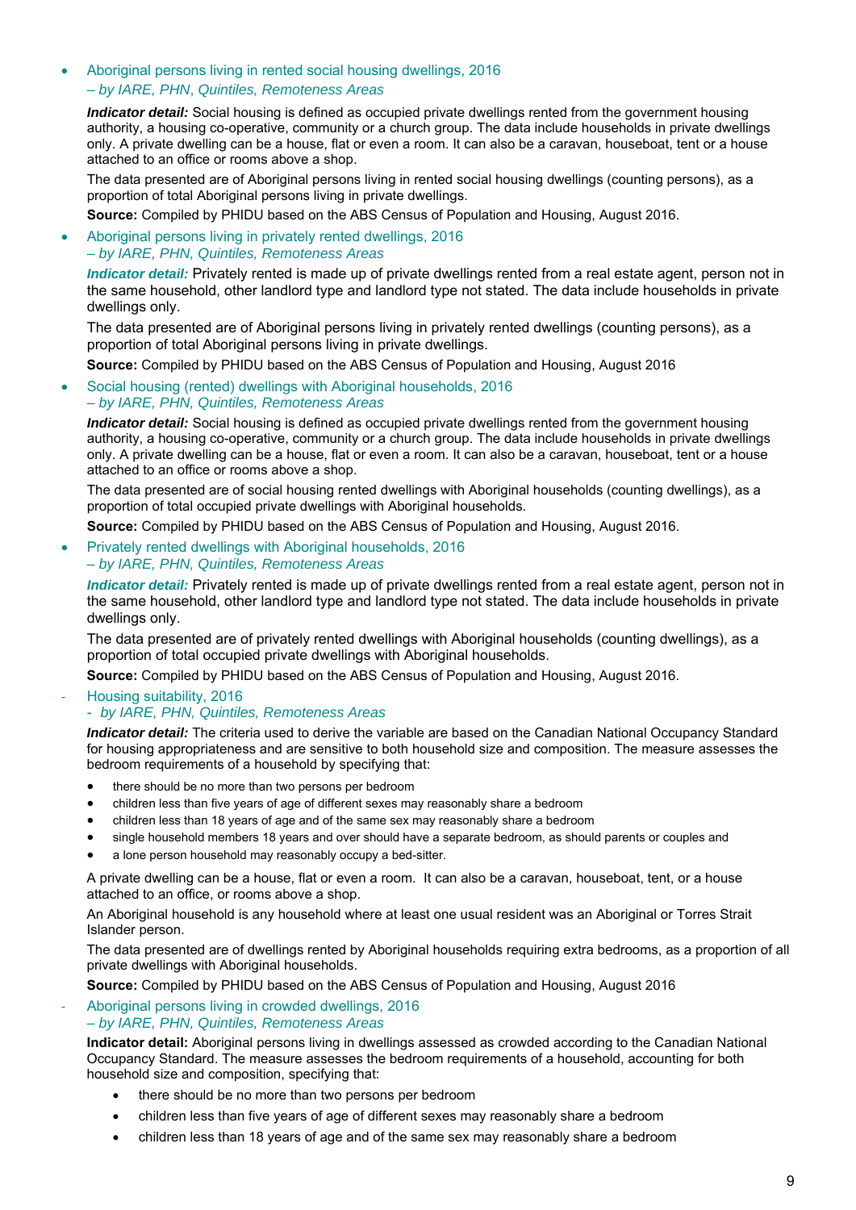- Aboriginal persons living in rented social housing dwellings, 2016
  *– by IARE, PHN, Quintiles, Remoteness Areas*

  ***Indicator detail:*** Social housing is defined as occupied private dwellings rented from the government housing authority, a housing co-operative, community or a church group. The data include households in private dwellings only. A private dwelling can be a house, flat or even a room. It can also be a caravan, houseboat, tent or a house attached to an office or rooms above a shop.

  The data presented are of Aboriginal persons living in rented social housing dwellings (counting persons), as a proportion of total Aboriginal persons living in private dwellings.

  **Source:** Compiled by PHIDU based on the ABS Census of Population and Housing, August 2016.

- Aboriginal persons living in privately rented dwellings, 2016
  *– by IARE, PHN, Quintiles, Remoteness Areas*

  ***Indicator detail:*** Privately rented is made up of private dwellings rented from a real estate agent, person not in the same household, other landlord type and landlord type not stated. The data include households in private dwellings only.

  The data presented are of Aboriginal persons living in privately rented dwellings (counting persons), as a proportion of total Aboriginal persons living in private dwellings.

  **Source:** Compiled by PHIDU based on the ABS Census of Population and Housing, August 2016

- Social housing (rented) dwellings with Aboriginal households, 2016
  *– by IARE, PHN, Quintiles, Remoteness Areas*

  ***Indicator detail:*** Social housing is defined as occupied private dwellings rented from the government housing authority, a housing co-operative, community or a church group. The data include households in private dwellings only. A private dwelling can be a house, flat or even a room. It can also be a caravan, houseboat, tent or a house attached to an office or rooms above a shop.

  The data presented are of social housing rented dwellings with Aboriginal households (counting dwellings), as a proportion of total occupied private dwellings with Aboriginal households.

  **Source:** Compiled by PHIDU based on the ABS Census of Population and Housing, August 2016.

- Privately rented dwellings with Aboriginal households, 2016
  *– by IARE, PHN, Quintiles, Remoteness Areas*

  ***Indicator detail:*** Privately rented is made up of private dwellings rented from a real estate agent, person not in the same household, other landlord type and landlord type not stated. The data include households in private dwellings only.

  The data presented are of privately rented dwellings with Aboriginal households (counting dwellings), as a proportion of total occupied private dwellings with Aboriginal households.

  **Source:** Compiled by PHIDU based on the ABS Census of Population and Housing, August 2016.

- Housing suitability, 2016
  *- by IARE, PHN, Quintiles, Remoteness Areas*

  ***Indicator detail:*** The criteria used to derive the variable are based on the Canadian National Occupancy Standard for housing appropriateness and are sensitive to both household size and composition. The measure assesses the bedroom requirements of a household by specifying that:

  - there should be no more than two persons per bedroom
  - children less than five years of age of different sexes may reasonably share a bedroom
  - children less than 18 years of age and of the same sex may reasonably share a bedroom
  - single household members 18 years and over should have a separate bedroom, as should parents or couples and
  - a lone person household may reasonably occupy a bed-sitter.

  A private dwelling can be a house, flat or even a room. It can also be a caravan, houseboat, tent, or a house attached to an office, or rooms above a shop.

  An Aboriginal household is any household where at least one usual resident was an Aboriginal or Torres Strait Islander person.

  The data presented are of dwellings rented by Aboriginal households requiring extra bedrooms, as a proportion of all private dwellings with Aboriginal households.

  **Source:** Compiled by PHIDU based on the ABS Census of Population and Housing, August 2016

- Aboriginal persons living in crowded dwellings, 2016
  *– by IARE, PHN, Quintiles, Remoteness Areas*

  **Indicator detail:** Aboriginal persons living in dwellings assessed as crowded according to the Canadian National Occupancy Standard. The measure assesses the bedroom requirements of a household, accounting for both household size and composition, specifying that:

  - there should be no more than two persons per bedroom
  - children less than five years of age of different sexes may reasonably share a bedroom
  - children less than 18 years of age and of the same sex may reasonably share a bedroom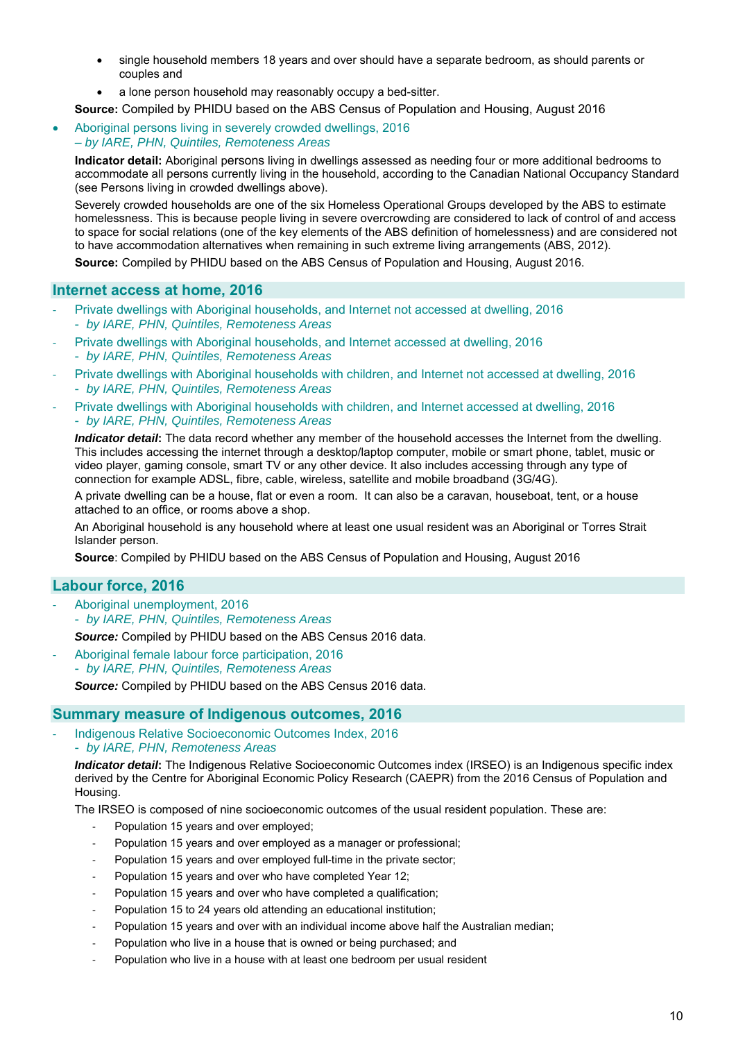- single household members 18 years and over should have a separate bedroom, as should parents or couples and
- a lone person household may reasonably occupy a bed-sitter.

**Source:** Compiled by PHIDU based on the ABS Census of Population and Housing, August 2016

- Aboriginal persons living in severely crowded dwellings, 2016
  *– by IARE, PHN, Quintiles, Remoteness Areas*

**Indicator detail:** Aboriginal persons living in dwellings assessed as needing four or more additional bedrooms to accommodate all persons currently living in the household, according to the Canadian National Occupancy Standard (see Persons living in crowded dwellings above).

Severely crowded households are one of the six Homeless Operational Groups developed by the ABS to estimate homelessness. This is because people living in severe overcrowding are considered to lack of control of and access to space for social relations (one of the key elements of the ABS definition of homelessness) and are considered not to have accommodation alternatives when remaining in such extreme living arrangements (ABS, 2012).

**Source:** Compiled by PHIDU based on the ABS Census of Population and Housing, August 2016.

## Internet access at home, 2016

- Private dwellings with Aboriginal households, and Internet not accessed at dwelling, 2016
  *- by IARE, PHN, Quintiles, Remoteness Areas*
- Private dwellings with Aboriginal households, and Internet accessed at dwelling, 2016
  *- by IARE, PHN, Quintiles, Remoteness Areas*
- Private dwellings with Aboriginal households with children, and Internet not accessed at dwelling, 2016
  *- by IARE, PHN, Quintiles, Remoteness Areas*
- Private dwellings with Aboriginal households with children, and Internet accessed at dwelling, 2016
  *- by IARE, PHN, Quintiles, Remoteness Areas*

***Indicator detail***: The data record whether any member of the household accesses the Internet from the dwelling. This includes accessing the internet through a desktop/laptop computer, mobile or smart phone, tablet, music or video player, gaming console, smart TV or any other device. It also includes accessing through any type of connection for example ADSL, fibre, cable, wireless, satellite and mobile broadband (3G/4G).

A private dwelling can be a house, flat or even a room. It can also be a caravan, houseboat, tent, or a house attached to an office, or rooms above a shop.

An Aboriginal household is any household where at least one usual resident was an Aboriginal or Torres Strait Islander person.

**Source**: Compiled by PHIDU based on the ABS Census of Population and Housing, August 2016

## Labour force, 2016

- Aboriginal unemployment, 2016
  *- by IARE, PHN, Quintiles, Remoteness Areas*

***Source:*** Compiled by PHIDU based on the ABS Census 2016 data.

- Aboriginal female labour force participation, 2016
  *- by IARE, PHN, Quintiles, Remoteness Areas*

***Source:*** Compiled by PHIDU based on the ABS Census 2016 data.

## Summary measure of Indigenous outcomes, 2016

- Indigenous Relative Socioeconomic Outcomes Index, 2016
  *- by IARE, PHN, Remoteness Areas*

***Indicator detail***: The Indigenous Relative Socioeconomic Outcomes index (IRSEO) is an Indigenous specific index derived by the Centre for Aboriginal Economic Policy Research (CAEPR) from the 2016 Census of Population and Housing.

The IRSEO is composed of nine socioeconomic outcomes of the usual resident population. These are:

- Population 15 years and over employed;
- Population 15 years and over employed as a manager or professional;
- Population 15 years and over employed full-time in the private sector;
- Population 15 years and over who have completed Year 12;
- Population 15 years and over who have completed a qualification;
- Population 15 to 24 years old attending an educational institution;
- Population 15 years and over with an individual income above half the Australian median;
- Population who live in a house that is owned or being purchased; and
- Population who live in a house with at least one bedroom per usual resident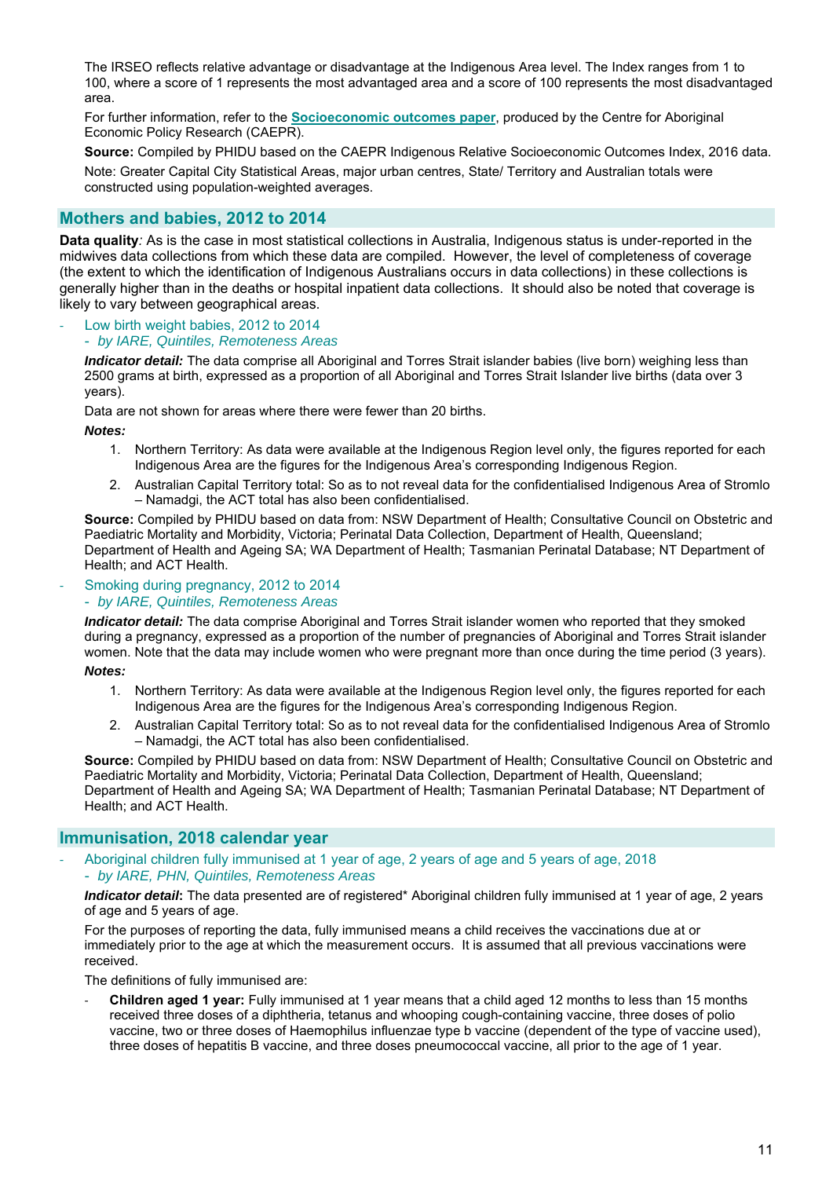The IRSEO reflects relative advantage or disadvantage at the Indigenous Area level. The Index ranges from 1 to 100, where a score of 1 represents the most advantaged area and a score of 100 represents the most disadvantaged area.

For further information, refer to the **Socioeconomic outcomes paper**, produced by the Centre for Aboriginal Economic Policy Research (CAEPR).

**Source:** Compiled by PHIDU based on the CAEPR Indigenous Relative Socioeconomic Outcomes Index, 2016 data.

Note: Greater Capital City Statistical Areas, major urban centres, State/ Territory and Australian totals were constructed using population-weighted averages.

## Mothers and babies, 2012 to 2014

**Data quality***:* As is the case in most statistical collections in Australia, Indigenous status is under-reported in the midwives data collections from which these data are compiled. However, the level of completeness of coverage (the extent to which the identification of Indigenous Australians occurs in data collections) in these collections is generally higher than in the deaths or hospital inpatient data collections. It should also be noted that coverage is likely to vary between geographical areas.

- Low birth weight babies, 2012 to 2014
  - *by IARE, Quintiles, Remoteness Areas*

***Indicator detail:*** The data comprise all Aboriginal and Torres Strait islander babies (live born) weighing less than 2500 grams at birth, expressed as a proportion of all Aboriginal and Torres Strait Islander live births (data over 3 years).

Data are not shown for areas where there were fewer than 20 births.

***Notes:***

1. Northern Territory: As data were available at the Indigenous Region level only, the figures reported for each Indigenous Area are the figures for the Indigenous Area's corresponding Indigenous Region.
2. Australian Capital Territory total: So as to not reveal data for the confidentialised Indigenous Area of Stromlo – Namadgi, the ACT total has also been confidentialised.

**Source:** Compiled by PHIDU based on data from: NSW Department of Health; Consultative Council on Obstetric and Paediatric Mortality and Morbidity, Victoria; Perinatal Data Collection, Department of Health, Queensland; Department of Health and Ageing SA; WA Department of Health; Tasmanian Perinatal Database; NT Department of Health; and ACT Health.

- Smoking during pregnancy, 2012 to 2014
  - *by IARE, Quintiles, Remoteness Areas*

***Indicator detail:*** The data comprise Aboriginal and Torres Strait islander women who reported that they smoked during a pregnancy, expressed as a proportion of the number of pregnancies of Aboriginal and Torres Strait islander women. Note that the data may include women who were pregnant more than once during the time period (3 years).

***Notes:***

1. Northern Territory: As data were available at the Indigenous Region level only, the figures reported for each Indigenous Area are the figures for the Indigenous Area's corresponding Indigenous Region.
2. Australian Capital Territory total: So as to not reveal data for the confidentialised Indigenous Area of Stromlo – Namadgi, the ACT total has also been confidentialised.

**Source:** Compiled by PHIDU based on data from: NSW Department of Health; Consultative Council on Obstetric and Paediatric Mortality and Morbidity, Victoria; Perinatal Data Collection, Department of Health, Queensland; Department of Health and Ageing SA; WA Department of Health; Tasmanian Perinatal Database; NT Department of Health; and ACT Health.

## Immunisation, 2018 calendar year

- Aboriginal children fully immunised at 1 year of age, 2 years of age and 5 years of age, 2018
  - *by IARE, PHN, Quintiles, Remoteness Areas*

***Indicator detail*:** The data presented are of registered* Aboriginal children fully immunised at 1 year of age, 2 years of age and 5 years of age.

For the purposes of reporting the data, fully immunised means a child receives the vaccinations due at or immediately prior to the age at which the measurement occurs. It is assumed that all previous vaccinations were received.

The definitions of fully immunised are:

- **Children aged 1 year:** Fully immunised at 1 year means that a child aged 12 months to less than 15 months received three doses of a diphtheria, tetanus and whooping cough-containing vaccine, three doses of polio vaccine, two or three doses of Haemophilus influenzae type b vaccine (dependent of the type of vaccine used), three doses of hepatitis B vaccine, and three doses pneumococcal vaccine, all prior to the age of 1 year.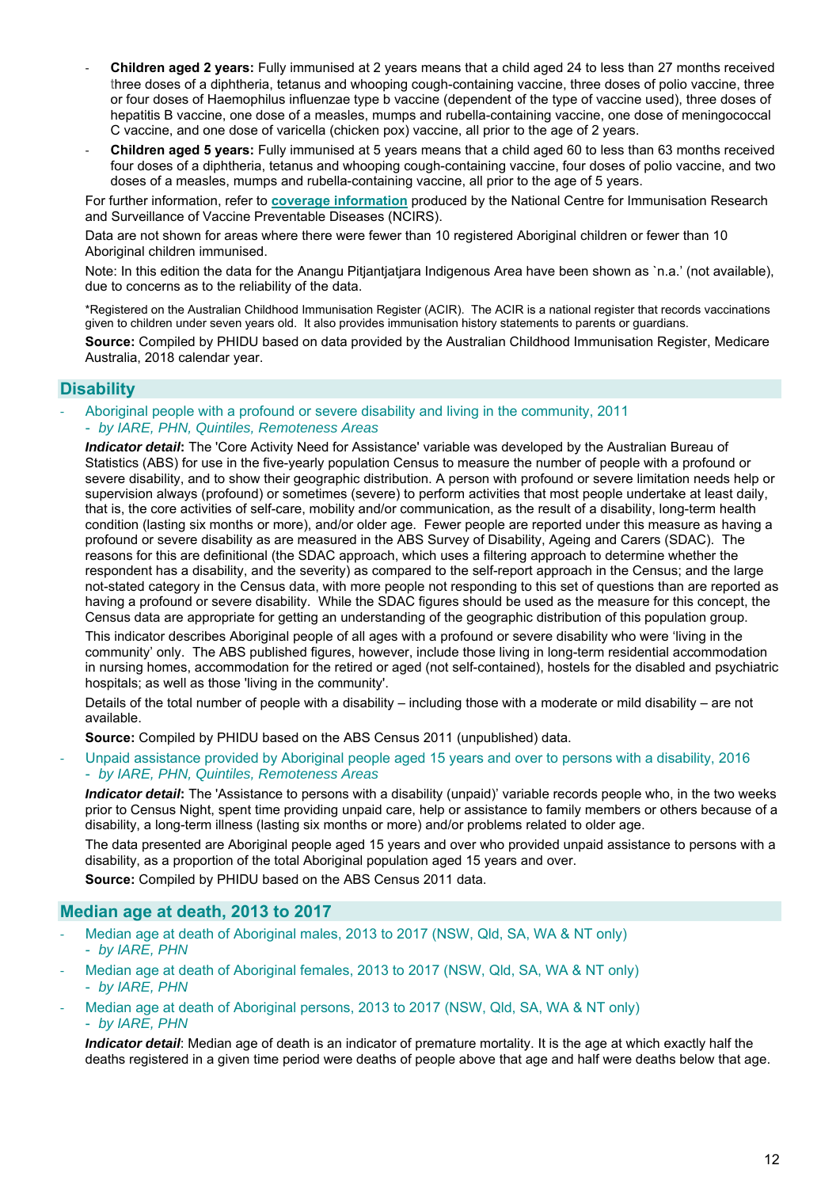- **Children aged 2 years:** Fully immunised at 2 years means that a child aged 24 to less than 27 months received three doses of a diphtheria, tetanus and whooping cough-containing vaccine, three doses of polio vaccine, three or four doses of Haemophilus influenzae type b vaccine (dependent of the type of vaccine used), three doses of hepatitis B vaccine, one dose of a measles, mumps and rubella-containing vaccine, one dose of meningococcal C vaccine, and one dose of varicella (chicken pox) vaccine, all prior to the age of 2 years.
- **Children aged 5 years:** Fully immunised at 5 years means that a child aged 60 to less than 63 months received four doses of a diphtheria, tetanus and whooping cough-containing vaccine, four doses of polio vaccine, and two doses of a measles, mumps and rubella-containing vaccine, all prior to the age of 5 years.

For further information, refer to **coverage information** produced by the National Centre for Immunisation Research and Surveillance of Vaccine Preventable Diseases (NCIRS).

Data are not shown for areas where there were fewer than 10 registered Aboriginal children or fewer than 10 Aboriginal children immunised.

Note: In this edition the data for the Anangu Pitjantjatjara Indigenous Area have been shown as `n.a.' (not available), due to concerns as to the reliability of the data.

*Registered on the Australian Childhood Immunisation Register (ACIR). The ACIR is a national register that records vaccinations given to children under seven years old. It also provides immunisation history statements to parents or guardians.

**Source:** Compiled by PHIDU based on data provided by the Australian Childhood Immunisation Register, Medicare Australia, 2018 calendar year.

## Disability

- Aboriginal people with a profound or severe disability and living in the community, 2011
  - *by IARE, PHN, Quintiles, Remoteness Areas*

***Indicator detail***: The 'Core Activity Need for Assistance' variable was developed by the Australian Bureau of Statistics (ABS) for use in the five-yearly population Census to measure the number of people with a profound or severe disability, and to show their geographic distribution. A person with profound or severe limitation needs help or supervision always (profound) or sometimes (severe) to perform activities that most people undertake at least daily, that is, the core activities of self-care, mobility and/or communication, as the result of a disability, long-term health condition (lasting six months or more), and/or older age. Fewer people are reported under this measure as having a profound or severe disability as are measured in the ABS Survey of Disability, Ageing and Carers (SDAC). The reasons for this are definitional (the SDAC approach, which uses a filtering approach to determine whether the respondent has a disability, and the severity) as compared to the self-report approach in the Census; and the large not-stated category in the Census data, with more people not responding to this set of questions than are reported as having a profound or severe disability. While the SDAC figures should be used as the measure for this concept, the Census data are appropriate for getting an understanding of the geographic distribution of this population group.

This indicator describes Aboriginal people of all ages with a profound or severe disability who were 'living in the community' only. The ABS published figures, however, include those living in long-term residential accommodation in nursing homes, accommodation for the retired or aged (not self-contained), hostels for the disabled and psychiatric hospitals; as well as those 'living in the community'.

Details of the total number of people with a disability – including those with a moderate or mild disability – are not available.

**Source:** Compiled by PHIDU based on the ABS Census 2011 (unpublished) data.

- Unpaid assistance provided by Aboriginal people aged 15 years and over to persons with a disability, 2016
  - *by IARE, PHN, Quintiles, Remoteness Areas*

***Indicator detail***: The 'Assistance to persons with a disability (unpaid)' variable records people who, in the two weeks prior to Census Night, spent time providing unpaid care, help or assistance to family members or others because of a disability, a long-term illness (lasting six months or more) and/or problems related to older age.

The data presented are Aboriginal people aged 15 years and over who provided unpaid assistance to persons with a disability, as a proportion of the total Aboriginal population aged 15 years and over.

**Source:** Compiled by PHIDU based on the ABS Census 2011 data.

## Median age at death, 2013 to 2017

- Median age at death of Aboriginal males, 2013 to 2017 (NSW, Qld, SA, WA & NT only)
  - *by IARE, PHN*
- Median age at death of Aboriginal females, 2013 to 2017 (NSW, Qld, SA, WA & NT only)
  - *by IARE, PHN*
- Median age at death of Aboriginal persons, 2013 to 2017 (NSW, Qld, SA, WA & NT only)
  - *by IARE, PHN*

***Indicator detail***: Median age of death is an indicator of premature mortality. It is the age at which exactly half the deaths registered in a given time period were deaths of people above that age and half were deaths below that age.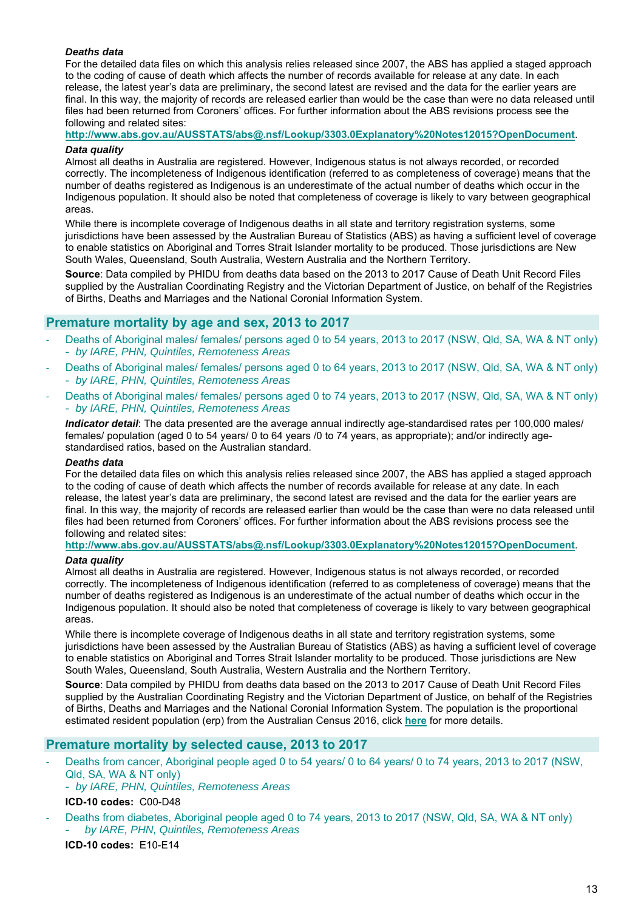***Deaths data***

For the detailed data files on which this analysis relies released since 2007, the ABS has applied a staged approach to the coding of cause of death which affects the number of records available for release at any date. In each release, the latest year's data are preliminary, the second latest are revised and the data for the earlier years are final. In this way, the majority of records are released earlier than would be the case than were no data released until files had been returned from Coroners' offices. For further information about the ABS revisions process see the following and related sites:

**http://www.abs.gov.au/AUSSTATS/abs@.nsf/Lookup/3303.0Explanatory%20Notes12015?OpenDocument**.

***Data quality***

Almost all deaths in Australia are registered. However, Indigenous status is not always recorded, or recorded correctly. The incompleteness of Indigenous identification (referred to as completeness of coverage) means that the number of deaths registered as Indigenous is an underestimate of the actual number of deaths which occur in the Indigenous population. It should also be noted that completeness of coverage is likely to vary between geographical areas.

While there is incomplete coverage of Indigenous deaths in all state and territory registration systems, some jurisdictions have been assessed by the Australian Bureau of Statistics (ABS) as having a sufficient level of coverage to enable statistics on Aboriginal and Torres Strait Islander mortality to be produced. Those jurisdictions are New South Wales, Queensland, South Australia, Western Australia and the Northern Territory.

**Source**: Data compiled by PHIDU from deaths data based on the 2013 to 2017 Cause of Death Unit Record Files supplied by the Australian Coordinating Registry and the Victorian Department of Justice, on behalf of the Registries of Births, Deaths and Marriages and the National Coronial Information System.

## Premature mortality by age and sex, 2013 to 2017

- Deaths of Aboriginal males/ females/ persons aged 0 to 54 years, 2013 to 2017 (NSW, Qld, SA, WA & NT only)
  - *by IARE, PHN, Quintiles, Remoteness Areas*
- Deaths of Aboriginal males/ females/ persons aged 0 to 64 years, 2013 to 2017 (NSW, Qld, SA, WA & NT only)
  - *by IARE, PHN, Quintiles, Remoteness Areas*
- Deaths of Aboriginal males/ females/ persons aged 0 to 74 years, 2013 to 2017 (NSW, Qld, SA, WA & NT only)
  - *by IARE, PHN, Quintiles, Remoteness Areas*

***Indicator detail***: The data presented are the average annual indirectly age-standardised rates per 100,000 males/ females/ population (aged 0 to 54 years/ 0 to 64 years /0 to 74 years, as appropriate); and/or indirectly age-standardised ratios, based on the Australian standard.

***Deaths data***

For the detailed data files on which this analysis relies released since 2007, the ABS has applied a staged approach to the coding of cause of death which affects the number of records available for release at any date. In each release, the latest year's data are preliminary, the second latest are revised and the data for the earlier years are final. In this way, the majority of records are released earlier than would be the case than were no data released until files had been returned from Coroners' offices. For further information about the ABS revisions process see the following and related sites:

**http://www.abs.gov.au/AUSSTATS/abs@.nsf/Lookup/3303.0Explanatory%20Notes12015?OpenDocument**.

***Data quality***

Almost all deaths in Australia are registered. However, Indigenous status is not always recorded, or recorded correctly. The incompleteness of Indigenous identification (referred to as completeness of coverage) means that the number of deaths registered as Indigenous is an underestimate of the actual number of deaths which occur in the Indigenous population. It should also be noted that completeness of coverage is likely to vary between geographical areas.

While there is incomplete coverage of Indigenous deaths in all state and territory registration systems, some jurisdictions have been assessed by the Australian Bureau of Statistics (ABS) as having a sufficient level of coverage to enable statistics on Aboriginal and Torres Strait Islander mortality to be produced. Those jurisdictions are New South Wales, Queensland, South Australia, Western Australia and the Northern Territory.

**Source**: Data compiled by PHIDU from deaths data based on the 2013 to 2017 Cause of Death Unit Record Files supplied by the Australian Coordinating Registry and the Victorian Department of Justice, on behalf of the Registries of Births, Deaths and Marriages and the National Coronial Information System. The population is the proportional estimated resident population (erp) from the Australian Census 2016, click **here** for more details.

## Premature mortality by selected cause, 2013 to 2017

- Deaths from cancer, Aboriginal people aged 0 to 54 years/ 0 to 64 years/ 0 to 74 years, 2013 to 2017 (NSW, Qld, SA, WA & NT only)
  - *by IARE, PHN, Quintiles, Remoteness Areas*

  **ICD-10 codes:** C00-D48
- Deaths from diabetes, Aboriginal people aged 0 to 74 years, 2013 to 2017 (NSW, Qld, SA, WA & NT only)
  - *by IARE, PHN, Quintiles, Remoteness Areas*

  **ICD-10 codes:** E10-E14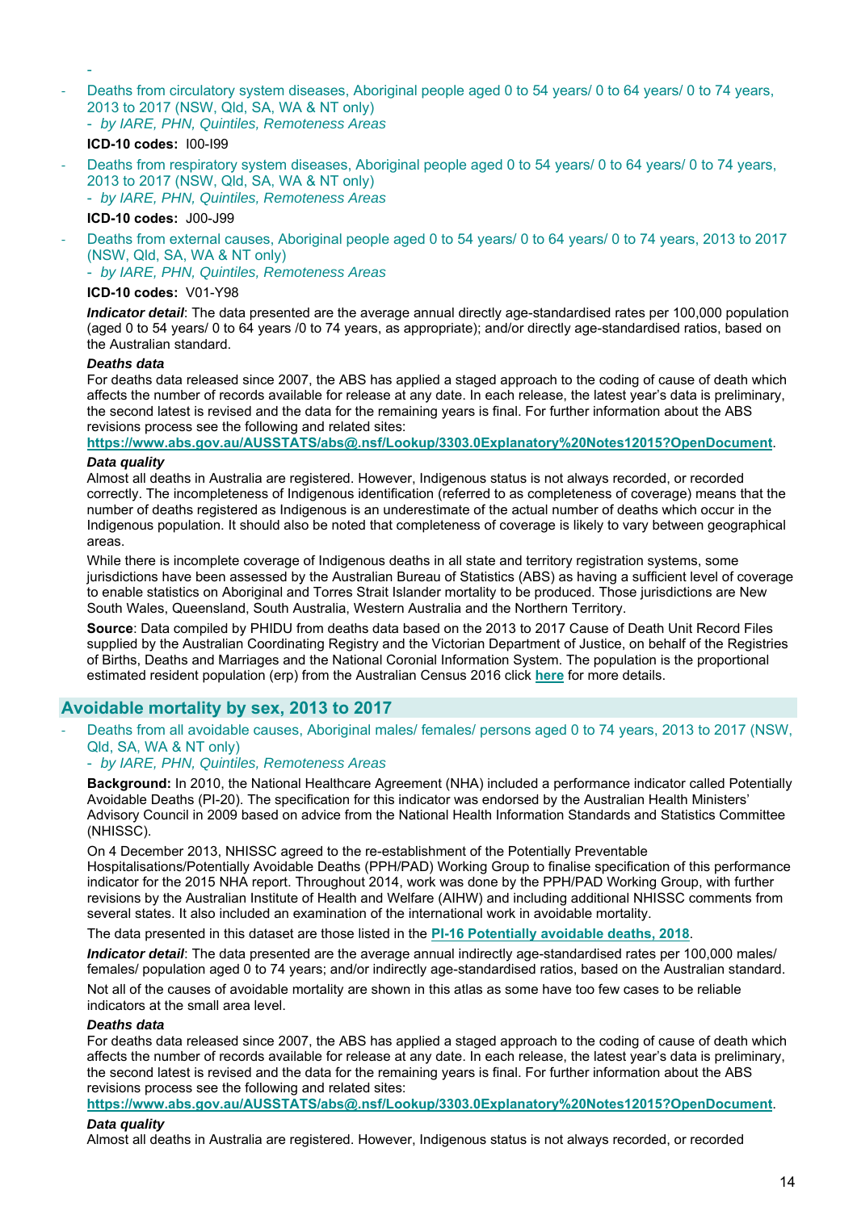-

- Deaths from circulatory system diseases, Aboriginal people aged 0 to 54 years/ 0 to 64 years/ 0 to 74 years, 2013 to 2017 (NSW, Qld, SA, WA & NT only)
  - *by IARE, PHN, Quintiles, Remoteness Areas*

  **ICD-10 codes:** I00-I99

- Deaths from respiratory system diseases, Aboriginal people aged 0 to 54 years/ 0 to 64 years/ 0 to 74 years, 2013 to 2017 (NSW, Qld, SA, WA & NT only)
  - *by IARE, PHN, Quintiles, Remoteness Areas*

  **ICD-10 codes:** J00-J99

- Deaths from external causes, Aboriginal people aged 0 to 54 years/ 0 to 64 years/ 0 to 74 years, 2013 to 2017 (NSW, Qld, SA, WA & NT only)
  - *by IARE, PHN, Quintiles, Remoteness Areas*

  **ICD-10 codes:** V01-Y98

  ***Indicator detail***: The data presented are the average annual directly age-standardised rates per 100,000 population (aged 0 to 54 years/ 0 to 64 years /0 to 74 years, as appropriate); and/or directly age-standardised ratios, based on the Australian standard.

  ***Deaths data***

  For deaths data released since 2007, the ABS has applied a staged approach to the coding of cause of death which affects the number of records available for release at any date. In each release, the latest year's data is preliminary, the second latest is revised and the data for the remaining years is final. For further information about the ABS revisions process see the following and related sites:
  **https://www.abs.gov.au/AUSSTATS/abs@.nsf/Lookup/3303.0Explanatory%20Notes12015?OpenDocument**.

  ***Data quality***

  Almost all deaths in Australia are registered. However, Indigenous status is not always recorded, or recorded correctly. The incompleteness of Indigenous identification (referred to as completeness of coverage) means that the number of deaths registered as Indigenous is an underestimate of the actual number of deaths which occur in the Indigenous population. It should also be noted that completeness of coverage is likely to vary between geographical areas.

  While there is incomplete coverage of Indigenous deaths in all state and territory registration systems, some jurisdictions have been assessed by the Australian Bureau of Statistics (ABS) as having a sufficient level of coverage to enable statistics on Aboriginal and Torres Strait Islander mortality to be produced. Those jurisdictions are New South Wales, Queensland, South Australia, Western Australia and the Northern Territory.

  **Source**: Data compiled by PHIDU from deaths data based on the 2013 to 2017 Cause of Death Unit Record Files supplied by the Australian Coordinating Registry and the Victorian Department of Justice, on behalf of the Registries of Births, Deaths and Marriages and the National Coronial Information System. The population is the proportional estimated resident population (erp) from the Australian Census 2016 click **here** for more details.

## Avoidable mortality by sex, 2013 to 2017

- Deaths from all avoidable causes, Aboriginal males/ females/ persons aged 0 to 74 years, 2013 to 2017 (NSW, Qld, SA, WA & NT only)
  - *by IARE, PHN, Quintiles, Remoteness Areas*

  **Background:** In 2010, the National Healthcare Agreement (NHA) included a performance indicator called Potentially Avoidable Deaths (PI-20). The specification for this indicator was endorsed by the Australian Health Ministers' Advisory Council in 2009 based on advice from the National Health Information Standards and Statistics Committee (NHISSC).

  On 4 December 2013, NHISSC agreed to the re-establishment of the Potentially Preventable Hospitalisations/Potentially Avoidable Deaths (PPH/PAD) Working Group to finalise specification of this performance indicator for the 2015 NHA report. Throughout 2014, work was done by the PPH/PAD Working Group, with further revisions by the Australian Institute of Health and Welfare (AIHW) and including additional NHISSC comments from several states. It also included an examination of the international work in avoidable mortality.

  The data presented in this dataset are those listed in the **PI-16 Potentially avoidable deaths, 2018**.

  ***Indicator detail***: The data presented are the average annual indirectly age-standardised rates per 100,000 males/ females/ population aged 0 to 74 years; and/or indirectly age-standardised ratios, based on the Australian standard.

  Not all of the causes of avoidable mortality are shown in this atlas as some have too few cases to be reliable indicators at the small area level.

  ***Deaths data***

  For deaths data released since 2007, the ABS has applied a staged approach to the coding of cause of death which affects the number of records available for release at any date. In each release, the latest year's data is preliminary, the second latest is revised and the data for the remaining years is final. For further information about the ABS revisions process see the following and related sites:
  **https://www.abs.gov.au/AUSSTATS/abs@.nsf/Lookup/3303.0Explanatory%20Notes12015?OpenDocument**.

  ***Data quality***

  Almost all deaths in Australia are registered. However, Indigenous status is not always recorded, or recorded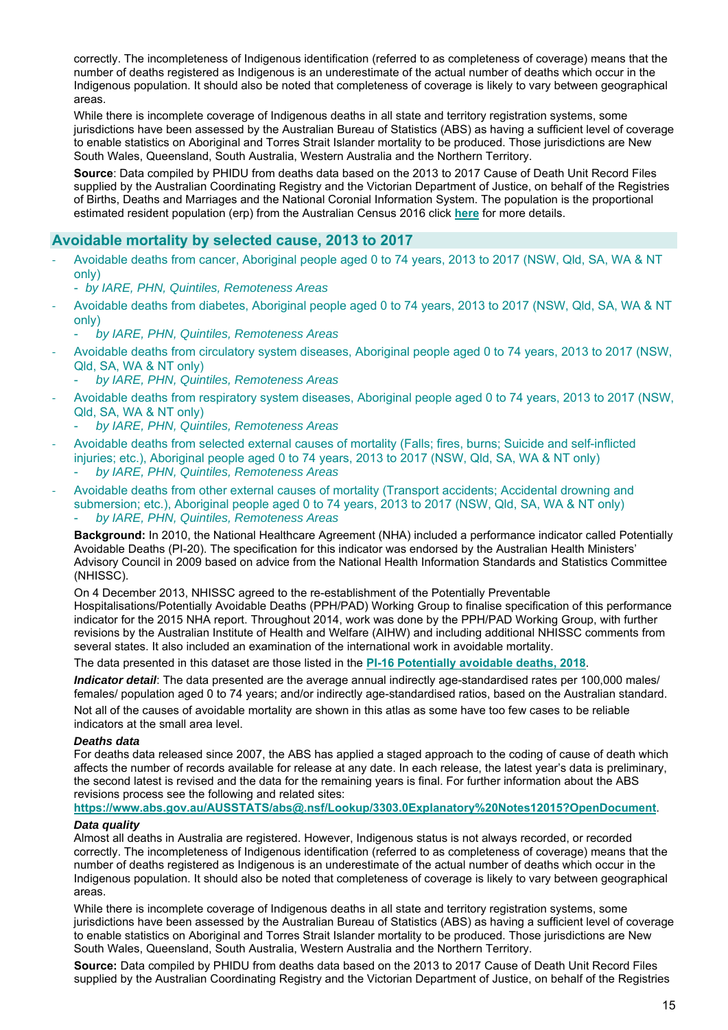correctly. The incompleteness of Indigenous identification (referred to as completeness of coverage) means that the number of deaths registered as Indigenous is an underestimate of the actual number of deaths which occur in the Indigenous population. It should also be noted that completeness of coverage is likely to vary between geographical areas.

While there is incomplete coverage of Indigenous deaths in all state and territory registration systems, some jurisdictions have been assessed by the Australian Bureau of Statistics (ABS) as having a sufficient level of coverage to enable statistics on Aboriginal and Torres Strait Islander mortality to be produced. Those jurisdictions are New South Wales, Queensland, South Australia, Western Australia and the Northern Territory.

**Source**: Data compiled by PHIDU from deaths data based on the 2013 to 2017 Cause of Death Unit Record Files supplied by the Australian Coordinating Registry and the Victorian Department of Justice, on behalf of the Registries of Births, Deaths and Marriages and the National Coronial Information System. The population is the proportional estimated resident population (erp) from the Australian Census 2016 click **here** for more details.

## Avoidable mortality by selected cause, 2013 to 2017

- Avoidable deaths from cancer, Aboriginal people aged 0 to 74 years, 2013 to 2017 (NSW, Qld, SA, WA & NT only)
  - *by IARE, PHN, Quintiles, Remoteness Areas*
- Avoidable deaths from diabetes, Aboriginal people aged 0 to 74 years, 2013 to 2017 (NSW, Qld, SA, WA & NT only)
  - *by IARE, PHN, Quintiles, Remoteness Areas*
- Avoidable deaths from circulatory system diseases, Aboriginal people aged 0 to 74 years, 2013 to 2017 (NSW, Qld, SA, WA & NT only)
  - *by IARE, PHN, Quintiles, Remoteness Areas*
- Avoidable deaths from respiratory system diseases, Aboriginal people aged 0 to 74 years, 2013 to 2017 (NSW, Qld, SA, WA & NT only)
  - *by IARE, PHN, Quintiles, Remoteness Areas*
- Avoidable deaths from selected external causes of mortality (Falls; fires, burns; Suicide and self-inflicted injuries; etc.), Aboriginal people aged 0 to 74 years, 2013 to 2017 (NSW, Qld, SA, WA & NT only)
  - *by IARE, PHN, Quintiles, Remoteness Areas*
- Avoidable deaths from other external causes of mortality (Transport accidents; Accidental drowning and submersion; etc.), Aboriginal people aged 0 to 74 years, 2013 to 2017 (NSW, Qld, SA, WA & NT only)
  - *by IARE, PHN, Quintiles, Remoteness Areas*

**Background:** In 2010, the National Healthcare Agreement (NHA) included a performance indicator called Potentially Avoidable Deaths (PI-20). The specification for this indicator was endorsed by the Australian Health Ministers' Advisory Council in 2009 based on advice from the National Health Information Standards and Statistics Committee (NHISSC).

On 4 December 2013, NHISSC agreed to the re-establishment of the Potentially Preventable Hospitalisations/Potentially Avoidable Deaths (PPH/PAD) Working Group to finalise specification of this performance indicator for the 2015 NHA report. Throughout 2014, work was done by the PPH/PAD Working Group, with further revisions by the Australian Institute of Health and Welfare (AIHW) and including additional NHISSC comments from several states. It also included an examination of the international work in avoidable mortality.

The data presented in this dataset are those listed in the **PI-16 Potentially avoidable deaths, 2018**.

***Indicator detail***: The data presented are the average annual indirectly age-standardised rates per 100,000 males/ females/ population aged 0 to 74 years; and/or indirectly age-standardised ratios, based on the Australian standard.

Not all of the causes of avoidable mortality are shown in this atlas as some have too few cases to be reliable indicators at the small area level.

***Deaths data***

For deaths data released since 2007, the ABS has applied a staged approach to the coding of cause of death which affects the number of records available for release at any date. In each release, the latest year's data is preliminary, the second latest is revised and the data for the remaining years is final. For further information about the ABS revisions process see the following and related sites:

**https://www.abs.gov.au/AUSSTATS/abs@.nsf/Lookup/3303.0Explanatory%20Notes12015?OpenDocument**.

***Data quality***

Almost all deaths in Australia are registered. However, Indigenous status is not always recorded, or recorded correctly. The incompleteness of Indigenous identification (referred to as completeness of coverage) means that the number of deaths registered as Indigenous is an underestimate of the actual number of deaths which occur in the Indigenous population. It should also be noted that completeness of coverage is likely to vary between geographical areas.

While there is incomplete coverage of Indigenous deaths in all state and territory registration systems, some jurisdictions have been assessed by the Australian Bureau of Statistics (ABS) as having a sufficient level of coverage to enable statistics on Aboriginal and Torres Strait Islander mortality to be produced. Those jurisdictions are New South Wales, Queensland, South Australia, Western Australia and the Northern Territory.

**Source:** Data compiled by PHIDU from deaths data based on the 2013 to 2017 Cause of Death Unit Record Files supplied by the Australian Coordinating Registry and the Victorian Department of Justice, on behalf of the Registries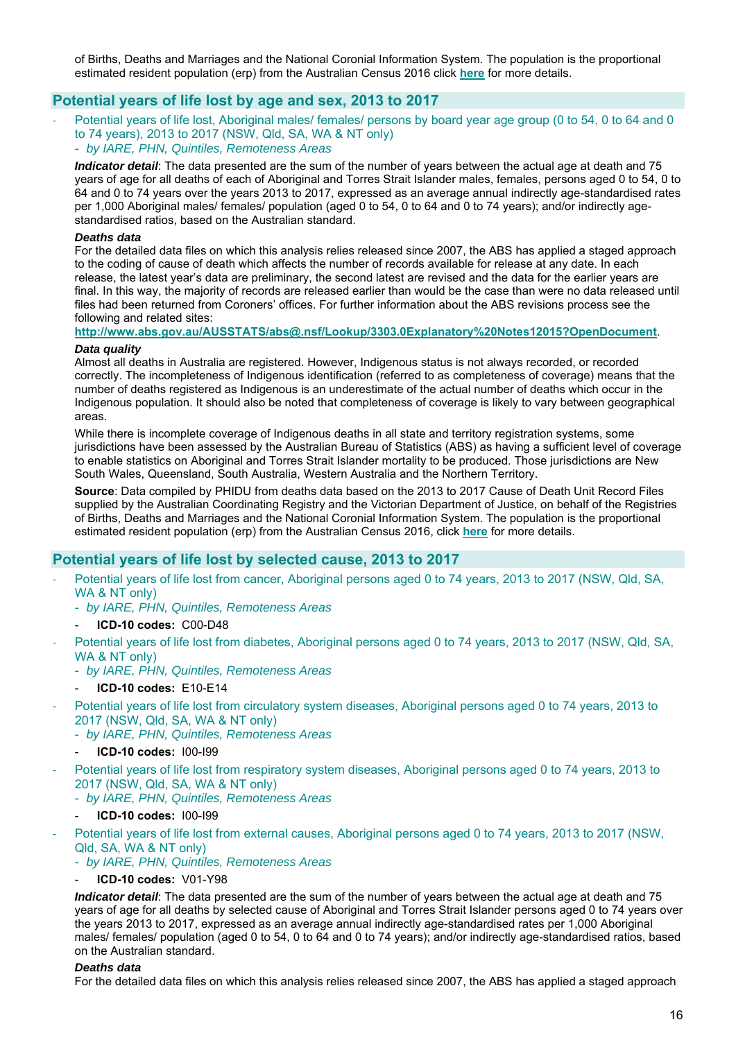of Births, Deaths and Marriages and the National Coronial Information System. The population is the proportional estimated resident population (erp) from the Australian Census 2016 click **here** for more details.

## Potential years of life lost by age and sex, 2013 to 2017

- Potential years of life lost, Aboriginal males/ females/ persons by board year age group (0 to 54, 0 to 64 and 0 to 74 years), 2013 to 2017 (NSW, Qld, SA, WA & NT only)
  - *by IARE, PHN, Quintiles, Remoteness Areas*

***Indicator detail***: The data presented are the sum of the number of years between the actual age at death and 75 years of age for all deaths of each of Aboriginal and Torres Strait Islander males, females, persons aged 0 to 54, 0 to 64 and 0 to 74 years over the years 2013 to 2017, expressed as an average annual indirectly age-standardised rates per 1,000 Aboriginal males/ females/ population (aged 0 to 54, 0 to 64 and 0 to 74 years); and/or indirectly age-standardised ratios, based on the Australian standard.

***Deaths data***
For the detailed data files on which this analysis relies released since 2007, the ABS has applied a staged approach to the coding of cause of death which affects the number of records available for release at any date. In each release, the latest year's data are preliminary, the second latest are revised and the data for the earlier years are final. In this way, the majority of records are released earlier than would be the case than were no data released until files had been returned from Coroners' offices. For further information about the ABS revisions process see the following and related sites:
**http://www.abs.gov.au/AUSSTATS/abs@.nsf/Lookup/3303.0Explanatory%20Notes12015?OpenDocument**.

***Data quality***
Almost all deaths in Australia are registered. However, Indigenous status is not always recorded, or recorded correctly. The incompleteness of Indigenous identification (referred to as completeness of coverage) means that the number of deaths registered as Indigenous is an underestimate of the actual number of deaths which occur in the Indigenous population. It should also be noted that completeness of coverage is likely to vary between geographical areas.

While there is incomplete coverage of Indigenous deaths in all state and territory registration systems, some jurisdictions have been assessed by the Australian Bureau of Statistics (ABS) as having a sufficient level of coverage to enable statistics on Aboriginal and Torres Strait Islander mortality to be produced. Those jurisdictions are New South Wales, Queensland, South Australia, Western Australia and the Northern Territory.

**Source**: Data compiled by PHIDU from deaths data based on the 2013 to 2017 Cause of Death Unit Record Files supplied by the Australian Coordinating Registry and the Victorian Department of Justice, on behalf of the Registries of Births, Deaths and Marriages and the National Coronial Information System. The population is the proportional estimated resident population (erp) from the Australian Census 2016, click **here** for more details.

## Potential years of life lost by selected cause, 2013 to 2017

- Potential years of life lost from cancer, Aboriginal persons aged 0 to 74 years, 2013 to 2017 (NSW, Qld, SA, WA & NT only)
  - *by IARE, PHN, Quintiles, Remoteness Areas*
  - **ICD-10 codes:** C00-D48
- Potential years of life lost from diabetes, Aboriginal persons aged 0 to 74 years, 2013 to 2017 (NSW, Qld, SA, WA & NT only)
  - *by IARE, PHN, Quintiles, Remoteness Areas*
  - **ICD-10 codes:** E10-E14
- Potential years of life lost from circulatory system diseases, Aboriginal persons aged 0 to 74 years, 2013 to 2017 (NSW, Qld, SA, WA & NT only)
  - *by IARE, PHN, Quintiles, Remoteness Areas*
  - **ICD-10 codes:** I00-I99
- Potential years of life lost from respiratory system diseases, Aboriginal persons aged 0 to 74 years, 2013 to 2017 (NSW, Qld, SA, WA & NT only)
  - *by IARE, PHN, Quintiles, Remoteness Areas*
  - **ICD-10 codes:** I00-I99
- Potential years of life lost from external causes, Aboriginal persons aged 0 to 74 years, 2013 to 2017 (NSW, Qld, SA, WA & NT only)
  - *by IARE, PHN, Quintiles, Remoteness Areas*
  - **ICD-10 codes:** V01-Y98

***Indicator detail***: The data presented are the sum of the number of years between the actual age at death and 75 years of age for all deaths by selected cause of Aboriginal and Torres Strait Islander persons aged 0 to 74 years over the years 2013 to 2017, expressed as an average annual indirectly age-standardised rates per 1,000 Aboriginal males/ females/ population (aged 0 to 54, 0 to 64 and 0 to 74 years); and/or indirectly age-standardised ratios, based on the Australian standard.

***Deaths data***
For the detailed data files on which this analysis relies released since 2007, the ABS has applied a staged approach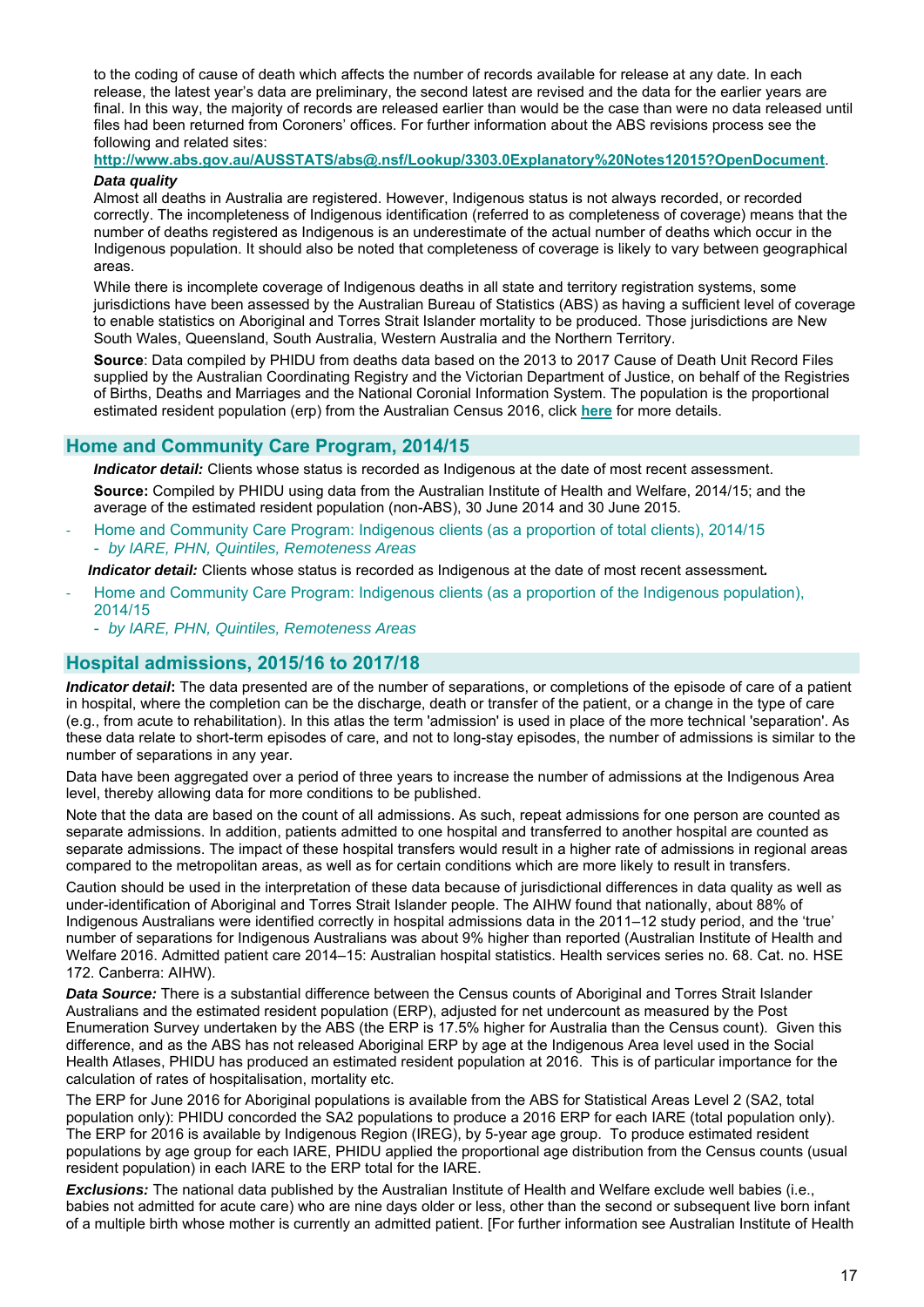to the coding of cause of death which affects the number of records available for release at any date. In each release, the latest year's data are preliminary, the second latest are revised and the data for the earlier years are final. In this way, the majority of records are released earlier than would be the case than were no data released until files had been returned from Coroners' offices. For further information about the ABS revisions process see the following and related sites:

**http://www.abs.gov.au/AUSSTATS/abs@.nsf/Lookup/3303.0Explanatory%20Notes12015?OpenDocument**.

***Data quality***

Almost all deaths in Australia are registered. However, Indigenous status is not always recorded, or recorded correctly. The incompleteness of Indigenous identification (referred to as completeness of coverage) means that the number of deaths registered as Indigenous is an underestimate of the actual number of deaths which occur in the Indigenous population. It should also be noted that completeness of coverage is likely to vary between geographical areas.

While there is incomplete coverage of Indigenous deaths in all state and territory registration systems, some jurisdictions have been assessed by the Australian Bureau of Statistics (ABS) as having a sufficient level of coverage to enable statistics on Aboriginal and Torres Strait Islander mortality to be produced. Those jurisdictions are New South Wales, Queensland, South Australia, Western Australia and the Northern Territory.

**Source**: Data compiled by PHIDU from deaths data based on the 2013 to 2017 Cause of Death Unit Record Files supplied by the Australian Coordinating Registry and the Victorian Department of Justice, on behalf of the Registries of Births, Deaths and Marriages and the National Coronial Information System. The population is the proportional estimated resident population (erp) from the Australian Census 2016, click **here** for more details.

## Home and Community Care Program, 2014/15

***Indicator detail:*** Clients whose status is recorded as Indigenous at the date of most recent assessment.

**Source:** Compiled by PHIDU using data from the Australian Institute of Health and Welfare, 2014/15; and the average of the estimated resident population (non-ABS), 30 June 2014 and 30 June 2015.

- Home and Community Care Program: Indigenous clients (as a proportion of total clients), 2014/15
  - *by IARE, PHN, Quintiles, Remoteness Areas*

***Indicator detail:*** Clients whose status is recorded as Indigenous at the date of most recent assessment.

- Home and Community Care Program: Indigenous clients (as a proportion of the Indigenous population), 2014/15
  - *by IARE, PHN, Quintiles, Remoteness Areas*

## Hospital admissions, 2015/16 to 2017/18

***Indicator detail*:** The data presented are of the number of separations, or completions of the episode of care of a patient in hospital, where the completion can be the discharge, death or transfer of the patient, or a change in the type of care (e.g., from acute to rehabilitation). In this atlas the term 'admission' is used in place of the more technical 'separation'. As these data relate to short-term episodes of care, and not to long-stay episodes, the number of admissions is similar to the number of separations in any year.

Data have been aggregated over a period of three years to increase the number of admissions at the Indigenous Area level, thereby allowing data for more conditions to be published.

Note that the data are based on the count of all admissions. As such, repeat admissions for one person are counted as separate admissions. In addition, patients admitted to one hospital and transferred to another hospital are counted as separate admissions. The impact of these hospital transfers would result in a higher rate of admissions in regional areas compared to the metropolitan areas, as well as for certain conditions which are more likely to result in transfers.

Caution should be used in the interpretation of these data because of jurisdictional differences in data quality as well as under-identification of Aboriginal and Torres Strait Islander people. The AIHW found that nationally, about 88% of Indigenous Australians were identified correctly in hospital admissions data in the 2011–12 study period, and the 'true' number of separations for Indigenous Australians was about 9% higher than reported (Australian Institute of Health and Welfare 2016. Admitted patient care 2014–15: Australian hospital statistics. Health services series no. 68. Cat. no. HSE 172. Canberra: AIHW).

***Data Source:*** There is a substantial difference between the Census counts of Aboriginal and Torres Strait Islander Australians and the estimated resident population (ERP), adjusted for net undercount as measured by the Post Enumeration Survey undertaken by the ABS (the ERP is 17.5% higher for Australia than the Census count). Given this difference, and as the ABS has not released Aboriginal ERP by age at the Indigenous Area level used in the Social Health Atlases, PHIDU has produced an estimated resident population at 2016. This is of particular importance for the calculation of rates of hospitalisation, mortality etc.

The ERP for June 2016 for Aboriginal populations is available from the ABS for Statistical Areas Level 2 (SA2, total population only): PHIDU concorded the SA2 populations to produce a 2016 ERP for each IARE (total population only). The ERP for 2016 is available by Indigenous Region (IREG), by 5-year age group. To produce estimated resident populations by age group for each IARE, PHIDU applied the proportional age distribution from the Census counts (usual resident population) in each IARE to the ERP total for the IARE.

***Exclusions:*** The national data published by the Australian Institute of Health and Welfare exclude well babies (i.e., babies not admitted for acute care) who are nine days older or less, other than the second or subsequent live born infant of a multiple birth whose mother is currently an admitted patient. [For further information see Australian Institute of Health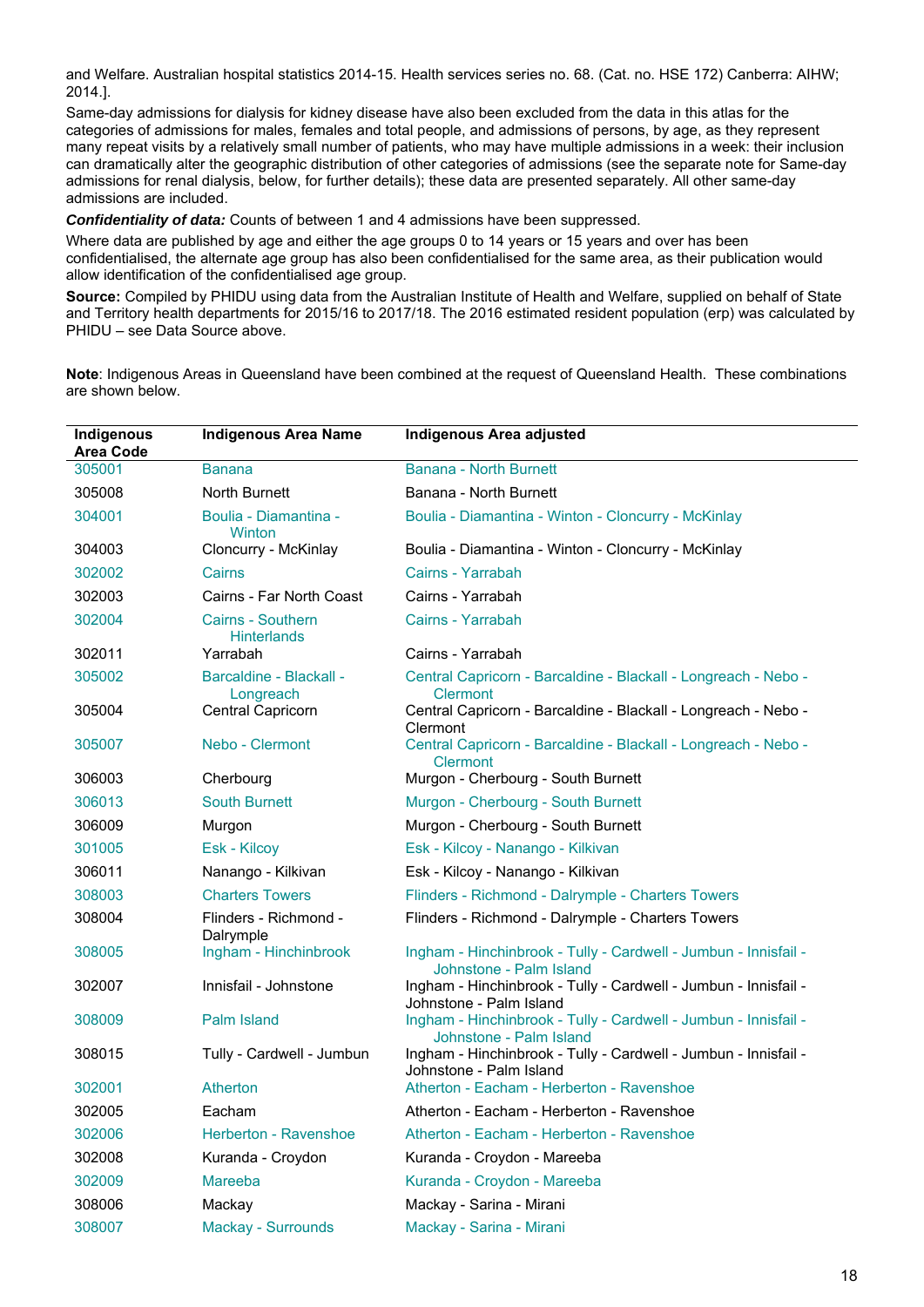and Welfare. Australian hospital statistics 2014-15. Health services series no. 68. (Cat. no. HSE 172) Canberra: AIHW; 2014.].

Same-day admissions for dialysis for kidney disease have also been excluded from the data in this atlas for the categories of admissions for males, females and total people, and admissions of persons, by age, as they represent many repeat visits by a relatively small number of patients, who may have multiple admissions in a week: their inclusion can dramatically alter the geographic distribution of other categories of admissions (see the separate note for Same-day admissions for renal dialysis, below, for further details); these data are presented separately. All other same-day admissions are included.

***Confidentiality of data:*** Counts of between 1 and 4 admissions have been suppressed.

Where data are published by age and either the age groups 0 to 14 years or 15 years and over has been confidentialised, the alternate age group has also been confidentialised for the same area, as their publication would allow identification of the confidentialised age group.

**Source:** Compiled by PHIDU using data from the Australian Institute of Health and Welfare, supplied on behalf of State and Territory health departments for 2015/16 to 2017/18. The 2016 estimated resident population (erp) was calculated by PHIDU – see Data Source above.

**Note**: Indigenous Areas in Queensland have been combined at the request of Queensland Health. These combinations are shown below.

| Indigenous Area Code | Indigenous Area Name | Indigenous Area adjusted |
|---|---|---|
| 305001 | Banana | Banana - North Burnett |
| 305008 | North Burnett | Banana - North Burnett |
| 304001 | Boulia - Diamantina - Winton | Boulia - Diamantina - Winton - Cloncurry - McKinlay |
| 304003 | Cloncurry - McKinlay | Boulia - Diamantina - Winton - Cloncurry - McKinlay |
| 302002 | Cairns | Cairns - Yarrabah |
| 302003 | Cairns - Far North Coast | Cairns - Yarrabah |
| 302004 | Cairns - Southern Hinterlands | Cairns - Yarrabah |
| 302011 | Yarrabah | Cairns - Yarrabah |
| 305002 | Barcaldine - Blackall - Longreach | Central Capricorn - Barcaldine - Blackall - Longreach - Nebo - Clermont |
| 305004 | Central Capricorn | Central Capricorn - Barcaldine - Blackall - Longreach - Nebo - Clermont |
| 305007 | Nebo - Clermont | Central Capricorn - Barcaldine - Blackall - Longreach - Nebo - Clermont |
| 306003 | Cherbourg | Murgon - Cherbourg - South Burnett |
| 306013 | South Burnett | Murgon - Cherbourg - South Burnett |
| 306009 | Murgon | Murgon - Cherbourg - South Burnett |
| 301005 | Esk - Kilcoy | Esk - Kilcoy - Nanango - Kilkivan |
| 306011 | Nanango - Kilkivan | Esk - Kilcoy - Nanango - Kilkivan |
| 308003 | Charters Towers | Flinders - Richmond - Dalrymple - Charters Towers |
| 308004 | Flinders - Richmond - Dalrymple | Flinders - Richmond - Dalrymple - Charters Towers |
| 308005 | Ingham - Hinchinbrook | Ingham - Hinchinbrook - Tully - Cardwell - Jumbun - Innisfail - Johnstone - Palm Island |
| 302007 | Innisfail - Johnstone | Ingham - Hinchinbrook - Tully - Cardwell - Jumbun - Innisfail - Johnstone - Palm Island |
| 308009 | Palm Island | Ingham - Hinchinbrook - Tully - Cardwell - Jumbun - Innisfail - Johnstone - Palm Island |
| 308015 | Tully - Cardwell - Jumbun | Ingham - Hinchinbrook - Tully - Cardwell - Jumbun - Innisfail - Johnstone - Palm Island |
| 302001 | Atherton | Atherton - Eacham - Herberton - Ravenshoe |
| 302005 | Eacham | Atherton - Eacham - Herberton - Ravenshoe |
| 302006 | Herberton - Ravenshoe | Atherton - Eacham - Herberton - Ravenshoe |
| 302008 | Kuranda - Croydon | Kuranda - Croydon - Mareeba |
| 302009 | Mareeba | Kuranda - Croydon - Mareeba |
| 308006 | Mackay | Mackay - Sarina - Mirani |
| 308007 | Mackay - Surrounds | Mackay - Sarina - Mirani |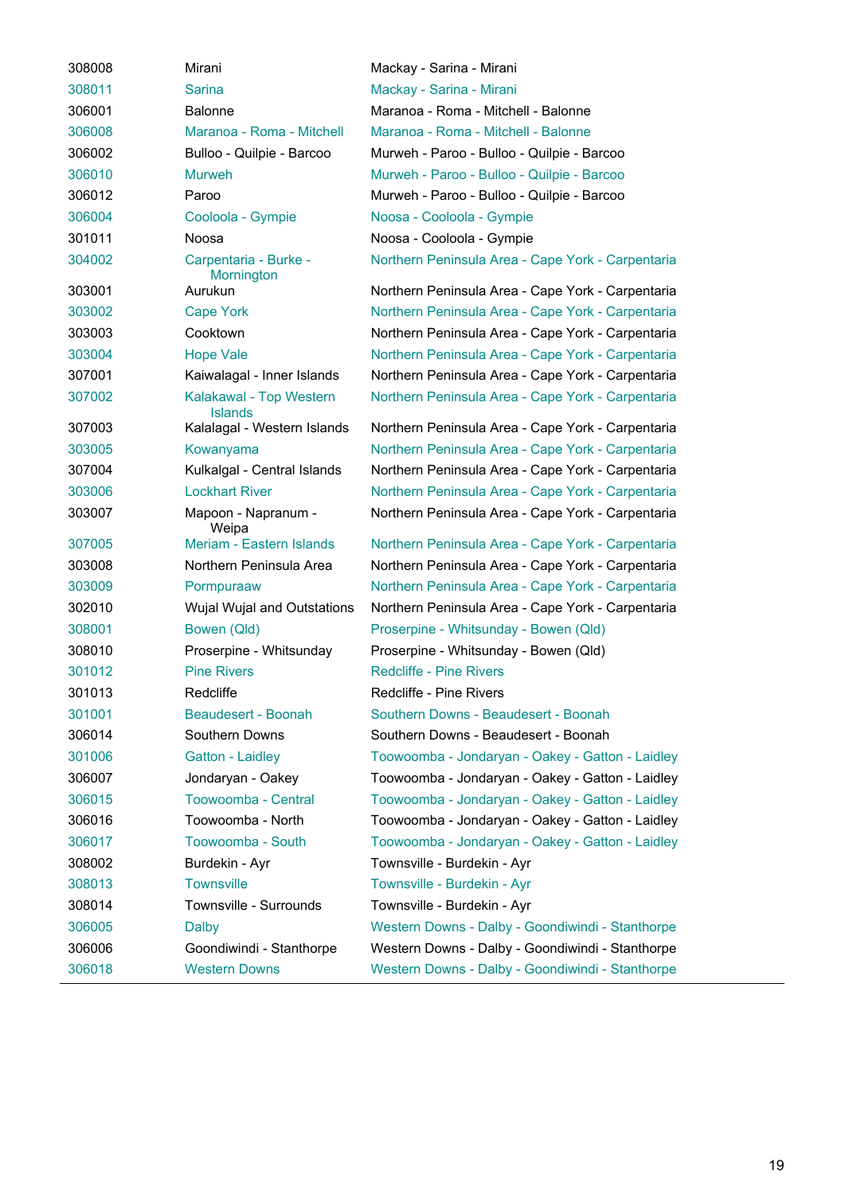| | | |
|---|---|---|
| 308008 | Mirani | Mackay - Sarina - Mirani |
| 308011 | Sarina | Mackay - Sarina - Mirani |
| 306001 | Balonne | Maranoa - Roma - Mitchell - Balonne |
| 306008 | Maranoa - Roma - Mitchell | Maranoa - Roma - Mitchell - Balonne |
| 306002 | Bulloo - Quilpie - Barcoo | Murweh - Paroo - Bulloo - Quilpie - Barcoo |
| 306010 | Murweh | Murweh - Paroo - Bulloo - Quilpie - Barcoo |
| 306012 | Paroo | Murweh - Paroo - Bulloo - Quilpie - Barcoo |
| 306004 | Cooloola - Gympie | Noosa - Cooloola - Gympie |
| 301011 | Noosa | Noosa - Cooloola - Gympie |
| 304002 | Carpentaria - Burke - Mornington | Northern Peninsula Area - Cape York - Carpentaria |
| 303001 | Aurukun | Northern Peninsula Area - Cape York - Carpentaria |
| 303002 | Cape York | Northern Peninsula Area - Cape York - Carpentaria |
| 303003 | Cooktown | Northern Peninsula Area - Cape York - Carpentaria |
| 303004 | Hope Vale | Northern Peninsula Area - Cape York - Carpentaria |
| 307001 | Kaiwalagal - Inner Islands | Northern Peninsula Area - Cape York - Carpentaria |
| 307002 | Kalakawal - Top Western Islands | Northern Peninsula Area - Cape York - Carpentaria |
| 307003 | Kalalagal - Western Islands | Northern Peninsula Area - Cape York - Carpentaria |
| 303005 | Kowanyama | Northern Peninsula Area - Cape York - Carpentaria |
| 307004 | Kulkalgal - Central Islands | Northern Peninsula Area - Cape York - Carpentaria |
| 303006 | Lockhart River | Northern Peninsula Area - Cape York - Carpentaria |
| 303007 | Mapoon - Napranum - Weipa | Northern Peninsula Area - Cape York - Carpentaria |
| 307005 | Meriam - Eastern Islands | Northern Peninsula Area - Cape York - Carpentaria |
| 303008 | Northern Peninsula Area | Northern Peninsula Area - Cape York - Carpentaria |
| 303009 | Pormpuraaw | Northern Peninsula Area - Cape York - Carpentaria |
| 302010 | Wujal Wujal and Outstations | Northern Peninsula Area - Cape York - Carpentaria |
| 308001 | Bowen (Qld) | Proserpine - Whitsunday - Bowen (Qld) |
| 308010 | Proserpine - Whitsunday | Proserpine - Whitsunday - Bowen (Qld) |
| 301012 | Pine Rivers | Redcliffe - Pine Rivers |
| 301013 | Redcliffe | Redcliffe - Pine Rivers |
| 301001 | Beaudesert - Boonah | Southern Downs - Beaudesert - Boonah |
| 306014 | Southern Downs | Southern Downs - Beaudesert - Boonah |
| 301006 | Gatton - Laidley | Toowoomba - Jondaryan - Oakey - Gatton - Laidley |
| 306007 | Jondaryan - Oakey | Toowoomba - Jondaryan - Oakey - Gatton - Laidley |
| 306015 | Toowoomba - Central | Toowoomba - Jondaryan - Oakey - Gatton - Laidley |
| 306016 | Toowoomba - North | Toowoomba - Jondaryan - Oakey - Gatton - Laidley |
| 306017 | Toowoomba - South | Toowoomba - Jondaryan - Oakey - Gatton - Laidley |
| 308002 | Burdekin - Ayr | Townsville - Burdekin - Ayr |
| 308013 | Townsville | Townsville - Burdekin - Ayr |
| 308014 | Townsville - Surrounds | Townsville - Burdekin - Ayr |
| 306005 | Dalby | Western Downs - Dalby - Goondiwindi - Stanthorpe |
| 306006 | Goondiwindi - Stanthorpe | Western Downs - Dalby - Goondiwindi - Stanthorpe |
| 306018 | Western Downs | Western Downs - Dalby - Goondiwindi - Stanthorpe |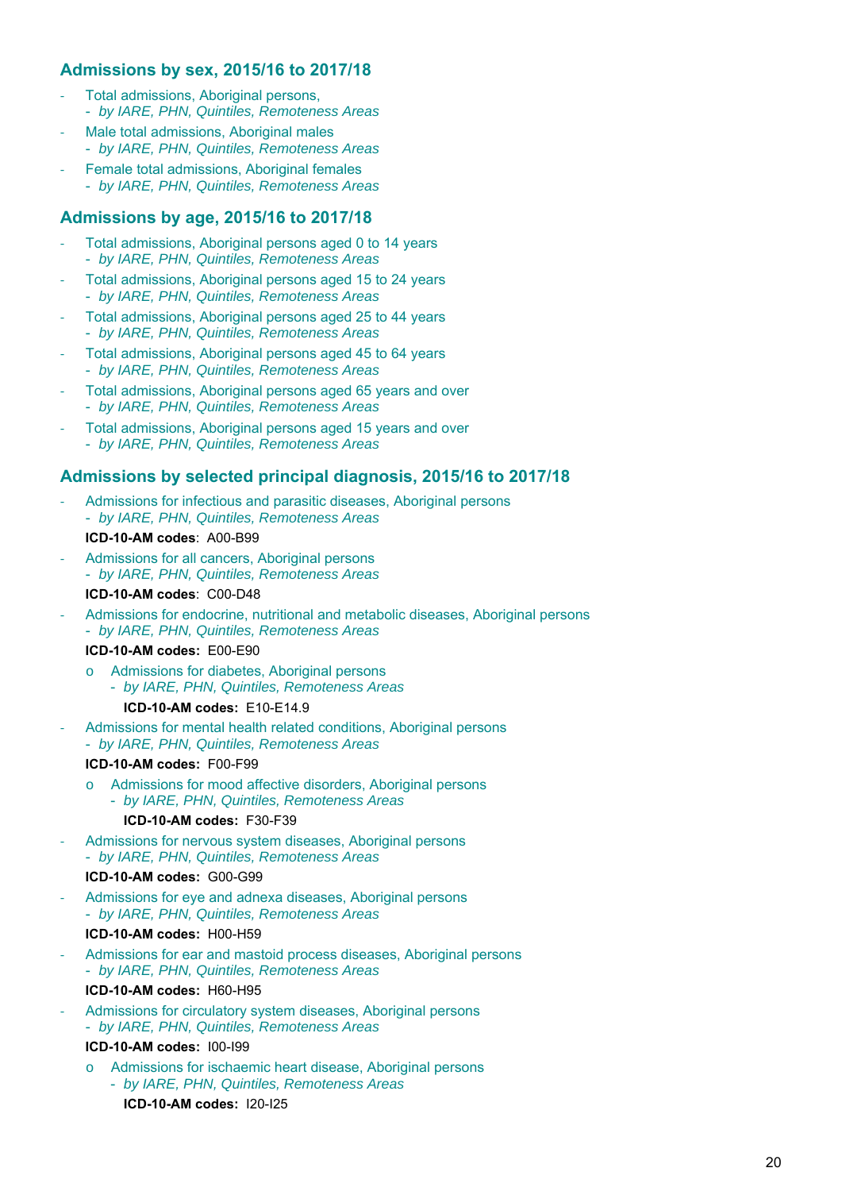## Admissions by sex, 2015/16 to 2017/18

- Total admissions, Aboriginal persons,
  - *by IARE, PHN, Quintiles, Remoteness Areas*
- Male total admissions, Aboriginal males
  - *by IARE, PHN, Quintiles, Remoteness Areas*
- Female total admissions, Aboriginal females
  - *by IARE, PHN, Quintiles, Remoteness Areas*

## Admissions by age, 2015/16 to 2017/18

- Total admissions, Aboriginal persons aged 0 to 14 years
  - *by IARE, PHN, Quintiles, Remoteness Areas*
- Total admissions, Aboriginal persons aged 15 to 24 years
  - *by IARE, PHN, Quintiles, Remoteness Areas*
- Total admissions, Aboriginal persons aged 25 to 44 years
  - *by IARE, PHN, Quintiles, Remoteness Areas*
- Total admissions, Aboriginal persons aged 45 to 64 years
  - *by IARE, PHN, Quintiles, Remoteness Areas*
- Total admissions, Aboriginal persons aged 65 years and over
  - *by IARE, PHN, Quintiles, Remoteness Areas*
- Total admissions, Aboriginal persons aged 15 years and over
  - *by IARE, PHN, Quintiles, Remoteness Areas*

## Admissions by selected principal diagnosis, 2015/16 to 2017/18

- Admissions for infectious and parasitic diseases, Aboriginal persons
  - *by IARE, PHN, Quintiles, Remoteness Areas*

  **ICD-10-AM codes**: A00-B99
- Admissions for all cancers, Aboriginal persons
  - *by IARE, PHN, Quintiles, Remoteness Areas*

  **ICD-10-AM codes**: C00-D48
- Admissions for endocrine, nutritional and metabolic diseases, Aboriginal persons
  - *by IARE, PHN, Quintiles, Remoteness Areas*

  **ICD-10-AM codes:** E00-E90
  - Admissions for diabetes, Aboriginal persons
    - *by IARE, PHN, Quintiles, Remoteness Areas*

    **ICD-10-AM codes:** E10-E14.9
- Admissions for mental health related conditions, Aboriginal persons
  - *by IARE, PHN, Quintiles, Remoteness Areas*

  **ICD-10-AM codes:** F00-F99
  - Admissions for mood affective disorders, Aboriginal persons
    - *by IARE, PHN, Quintiles, Remoteness Areas*

    **ICD-10-AM codes:** F30-F39
- Admissions for nervous system diseases, Aboriginal persons
  - *by IARE, PHN, Quintiles, Remoteness Areas*

  **ICD-10-AM codes:** G00-G99
- Admissions for eye and adnexa diseases, Aboriginal persons
  - *by IARE, PHN, Quintiles, Remoteness Areas*

  **ICD-10-AM codes:** H00-H59
- Admissions for ear and mastoid process diseases, Aboriginal persons
  - *by IARE, PHN, Quintiles, Remoteness Areas*

  **ICD-10-AM codes:** H60-H95
- Admissions for circulatory system diseases, Aboriginal persons
  - *by IARE, PHN, Quintiles, Remoteness Areas*

  **ICD-10-AM codes:** I00-I99
  - Admissions for ischaemic heart disease, Aboriginal persons
    - *by IARE, PHN, Quintiles, Remoteness Areas*

    **ICD-10-AM codes:** I20-I25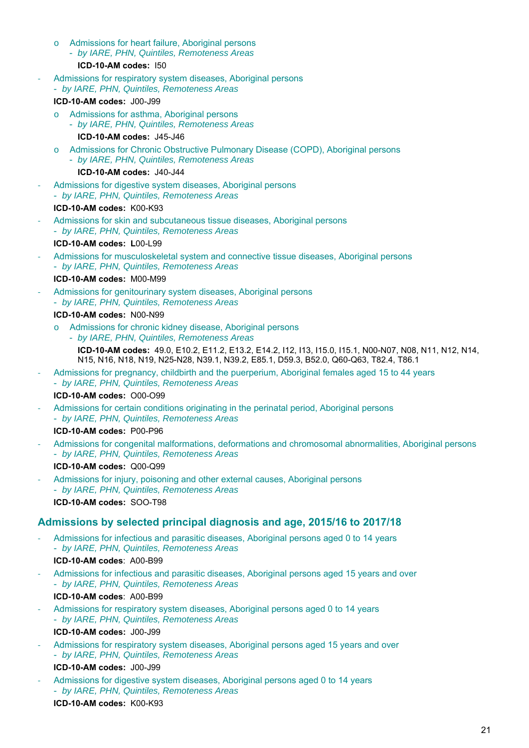- o Admissions for heart failure, Aboriginal persons
  - *by IARE, PHN, Quintiles, Remoteness Areas*

  **ICD-10-AM codes:** I50

- Admissions for respiratory system diseases, Aboriginal persons
  - *by IARE, PHN, Quintiles, Remoteness Areas*

  **ICD-10-AM codes:** J00-J99

  - o Admissions for asthma, Aboriginal persons
    - *by IARE, PHN, Quintiles, Remoteness Areas*

    **ICD-10-AM codes:** J45-J46

  - o Admissions for Chronic Obstructive Pulmonary Disease (COPD), Aboriginal persons
    - *by IARE, PHN, Quintiles, Remoteness Areas*

    **ICD-10-AM codes:** J40-J44

- Admissions for digestive system diseases, Aboriginal persons
  - *by IARE, PHN, Quintiles, Remoteness Areas*

  **ICD-10-AM codes:** K00-K93

- Admissions for skin and subcutaneous tissue diseases, Aboriginal persons
  - *by IARE, PHN, Quintiles, Remoteness Areas*

  **ICD-10-AM codes:** **L**00-L99

- Admissions for musculoskeletal system and connective tissue diseases, Aboriginal persons
  - *by IARE, PHN, Quintiles, Remoteness Areas*

  **ICD-10-AM codes:** M00-M99

- Admissions for genitourinary system diseases, Aboriginal persons
  - *by IARE, PHN, Quintiles, Remoteness Areas*

  **ICD-10-AM codes:** N00-N99

  - o Admissions for chronic kidney disease, Aboriginal persons
    - *by IARE, PHN, Quintiles, Remoteness Areas*

    **ICD-10-AM codes:** 49.0, E10.2, E11.2, E13.2, E14.2, I12, I13, I15.0, I15.1, N00-N07, N08, N11, N12, N14, N15, N16, N18, N19, N25-N28, N39.1, N39.2, E85.1, D59.3, B52.0, Q60-Q63, T82.4, T86.1

- Admissions for pregnancy, childbirth and the puerperium, Aboriginal females aged 15 to 44 years
  - *by IARE, PHN, Quintiles, Remoteness Areas*

  **ICD-10-AM codes:** O00-O99

- Admissions for certain conditions originating in the perinatal period, Aboriginal persons
  - *by IARE, PHN, Quintiles, Remoteness Areas*

  **ICD-10-AM codes:** P00-P96

- Admissions for congenital malformations, deformations and chromosomal abnormalities, Aboriginal persons
  - *by IARE, PHN, Quintiles, Remoteness Areas*

  **ICD-10-AM codes:** Q00-Q99

- Admissions for injury, poisoning and other external causes, Aboriginal persons
  - *by IARE, PHN, Quintiles, Remoteness Areas*

  **ICD-10-AM codes:** SOO-T98

## Admissions by selected principal diagnosis and age, 2015/16 to 2017/18

- Admissions for infectious and parasitic diseases, Aboriginal persons aged 0 to 14 years
  - *by IARE, PHN, Quintiles, Remoteness Areas*

  **ICD-10-AM codes**: A00-B99

- Admissions for infectious and parasitic diseases, Aboriginal persons aged 15 years and over
  - *by IARE, PHN, Quintiles, Remoteness Areas*

  **ICD-10-AM codes**: A00-B99

- Admissions for respiratory system diseases, Aboriginal persons aged 0 to 14 years
  - *by IARE, PHN, Quintiles, Remoteness Areas*

  **ICD-10-AM codes:** J00-J99

- Admissions for respiratory system diseases, Aboriginal persons aged 15 years and over
  - *by IARE, PHN, Quintiles, Remoteness Areas*

  **ICD-10-AM codes:** J00-J99

- Admissions for digestive system diseases, Aboriginal persons aged 0 to 14 years
  - *by IARE, PHN, Quintiles, Remoteness Areas*

  **ICD-10-AM codes:** K00-K93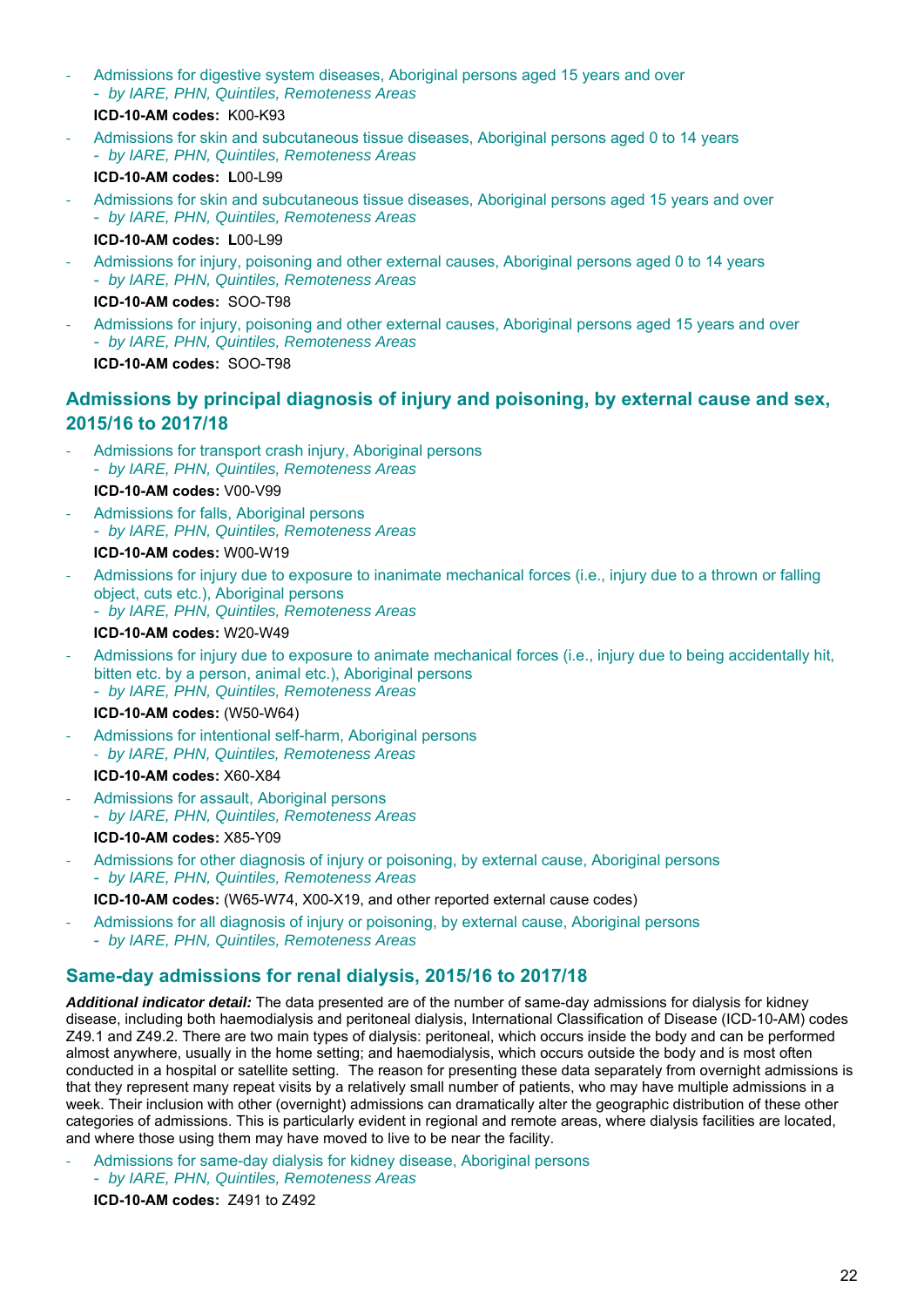- Admissions for digestive system diseases, Aboriginal persons aged 15 years and over
  - *by IARE, PHN, Quintiles, Remoteness Areas*

  **ICD-10-AM codes:** K00-K93

- Admissions for skin and subcutaneous tissue diseases, Aboriginal persons aged 0 to 14 years
  - *by IARE, PHN, Quintiles, Remoteness Areas*

  **ICD-10-AM codes: L**00-L99

- Admissions for skin and subcutaneous tissue diseases, Aboriginal persons aged 15 years and over
  - *by IARE, PHN, Quintiles, Remoteness Areas*

  **ICD-10-AM codes: L**00-L99

- Admissions for injury, poisoning and other external causes, Aboriginal persons aged 0 to 14 years
  - *by IARE, PHN, Quintiles, Remoteness Areas*

  **ICD-10-AM codes:** SOO-T98

- Admissions for injury, poisoning and other external causes, Aboriginal persons aged 15 years and over
  - *by IARE, PHN, Quintiles, Remoteness Areas*

  **ICD-10-AM codes:** SOO-T98

## Admissions by principal diagnosis of injury and poisoning, by external cause and sex, 2015/16 to 2017/18

- Admissions for transport crash injury, Aboriginal persons
  - *by IARE, PHN, Quintiles, Remoteness Areas*

  **ICD-10-AM codes:** V00-V99

- Admissions for falls, Aboriginal persons
  - *by IARE, PHN, Quintiles, Remoteness Areas*

  **ICD-10-AM codes:** W00-W19

- Admissions for injury due to exposure to inanimate mechanical forces (i.e., injury due to a thrown or falling object, cuts etc.), Aboriginal persons
  - *by IARE, PHN, Quintiles, Remoteness Areas*

  **ICD-10-AM codes:** W20-W49

- Admissions for injury due to exposure to animate mechanical forces (i.e., injury due to being accidentally hit, bitten etc. by a person, animal etc.), Aboriginal persons
  - *by IARE, PHN, Quintiles, Remoteness Areas*

  **ICD-10-AM codes:** (W50-W64)

- Admissions for intentional self-harm, Aboriginal persons
  - *by IARE, PHN, Quintiles, Remoteness Areas*

  **ICD-10-AM codes:** X60-X84

- Admissions for assault, Aboriginal persons
  - *by IARE, PHN, Quintiles, Remoteness Areas*

  **ICD-10-AM codes:** X85-Y09

- Admissions for other diagnosis of injury or poisoning, by external cause, Aboriginal persons
  - *by IARE, PHN, Quintiles, Remoteness Areas*

  **ICD-10-AM codes:** (W65-W74, X00-X19, and other reported external cause codes)

- Admissions for all diagnosis of injury or poisoning, by external cause, Aboriginal persons
  - *by IARE, PHN, Quintiles, Remoteness Areas*

## Same-day admissions for renal dialysis, 2015/16 to 2017/18

***Additional indicator detail:*** The data presented are of the number of same-day admissions for dialysis for kidney disease, including both haemodialysis and peritoneal dialysis, International Classification of Disease (ICD-10-AM) codes Z49.1 and Z49.2. There are two main types of dialysis: peritoneal, which occurs inside the body and can be performed almost anywhere, usually in the home setting; and haemodialysis, which occurs outside the body and is most often conducted in a hospital or satellite setting. The reason for presenting these data separately from overnight admissions is that they represent many repeat visits by a relatively small number of patients, who may have multiple admissions in a week. Their inclusion with other (overnight) admissions can dramatically alter the geographic distribution of these other categories of admissions. This is particularly evident in regional and remote areas, where dialysis facilities are located, and where those using them may have moved to live to be near the facility.

- Admissions for same-day dialysis for kidney disease, Aboriginal persons
  - *by IARE, PHN, Quintiles, Remoteness Areas*

  **ICD-10-AM codes:** Z491 to Z492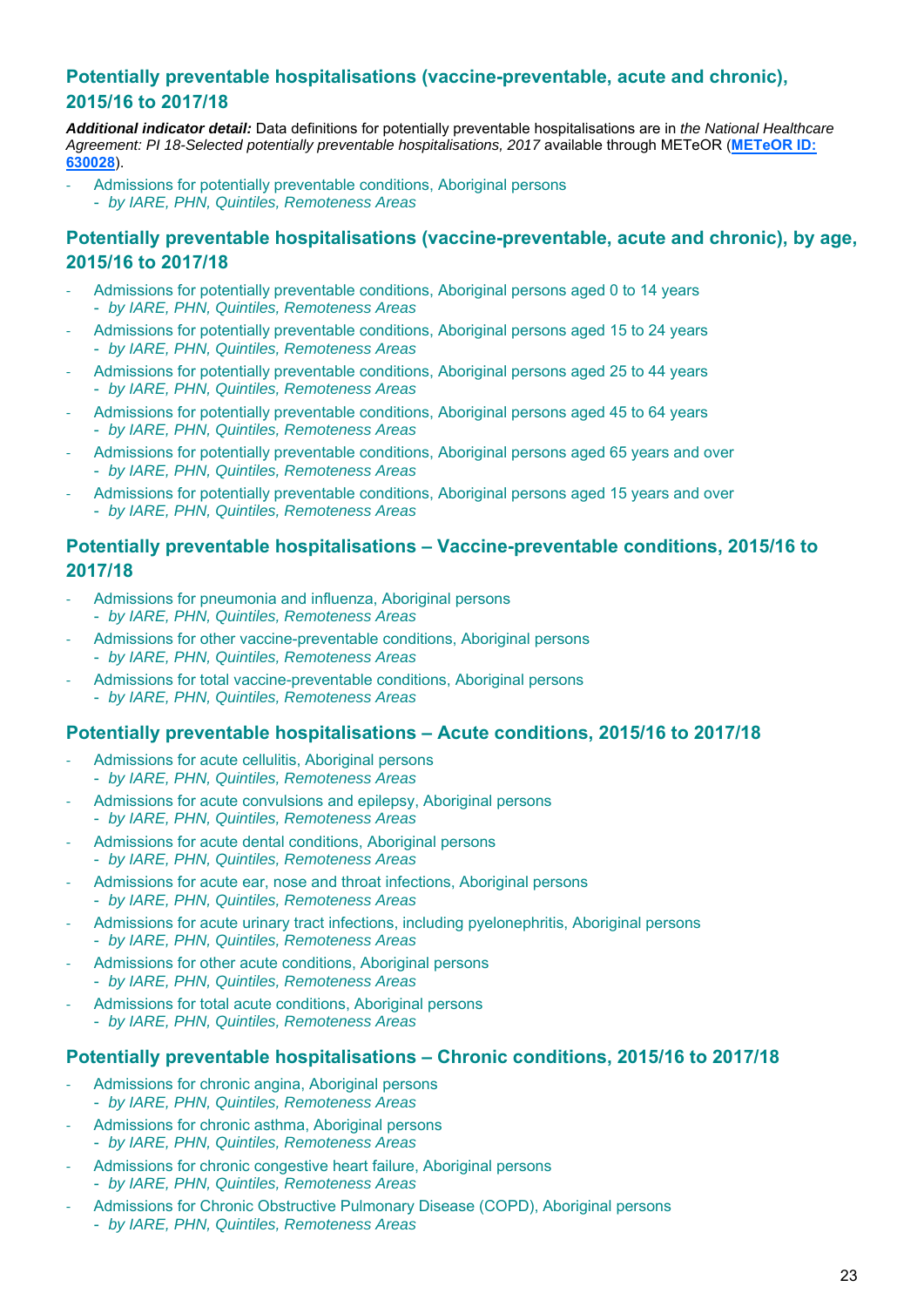## Potentially preventable hospitalisations (vaccine-preventable, acute and chronic), 2015/16 to 2017/18

***Additional indicator detail:*** Data definitions for potentially preventable hospitalisations are in *the National Healthcare Agreement: PI 18-Selected potentially preventable hospitalisations, 2017* available through METeOR (**METeOR ID: 630028**).

- Admissions for potentially preventable conditions, Aboriginal persons
  - *by IARE, PHN, Quintiles, Remoteness Areas*

## Potentially preventable hospitalisations (vaccine-preventable, acute and chronic), by age, 2015/16 to 2017/18

- Admissions for potentially preventable conditions, Aboriginal persons aged 0 to 14 years
  - *by IARE, PHN, Quintiles, Remoteness Areas*
- Admissions for potentially preventable conditions, Aboriginal persons aged 15 to 24 years
  - *by IARE, PHN, Quintiles, Remoteness Areas*
- Admissions for potentially preventable conditions, Aboriginal persons aged 25 to 44 years
  - *by IARE, PHN, Quintiles, Remoteness Areas*
- Admissions for potentially preventable conditions, Aboriginal persons aged 45 to 64 years
  - *by IARE, PHN, Quintiles, Remoteness Areas*
- Admissions for potentially preventable conditions, Aboriginal persons aged 65 years and over
  - *by IARE, PHN, Quintiles, Remoteness Areas*
- Admissions for potentially preventable conditions, Aboriginal persons aged 15 years and over
  - *by IARE, PHN, Quintiles, Remoteness Areas*

## Potentially preventable hospitalisations – Vaccine-preventable conditions, 2015/16 to 2017/18

- Admissions for pneumonia and influenza, Aboriginal persons
  - *by IARE, PHN, Quintiles, Remoteness Areas*
- Admissions for other vaccine-preventable conditions, Aboriginal persons
  - *by IARE, PHN, Quintiles, Remoteness Areas*
- Admissions for total vaccine-preventable conditions, Aboriginal persons
  - *by IARE, PHN, Quintiles, Remoteness Areas*

## Potentially preventable hospitalisations – Acute conditions, 2015/16 to 2017/18

- Admissions for acute cellulitis, Aboriginal persons
  - *by IARE, PHN, Quintiles, Remoteness Areas*
- Admissions for acute convulsions and epilepsy, Aboriginal persons
  - *by IARE, PHN, Quintiles, Remoteness Areas*
- Admissions for acute dental conditions, Aboriginal persons
  - *by IARE, PHN, Quintiles, Remoteness Areas*
- Admissions for acute ear, nose and throat infections, Aboriginal persons
  - *by IARE, PHN, Quintiles, Remoteness Areas*
- Admissions for acute urinary tract infections, including pyelonephritis, Aboriginal persons
  - *by IARE, PHN, Quintiles, Remoteness Areas*
- Admissions for other acute conditions, Aboriginal persons
  - *by IARE, PHN, Quintiles, Remoteness Areas*
- Admissions for total acute conditions, Aboriginal persons
  - *by IARE, PHN, Quintiles, Remoteness Areas*

## Potentially preventable hospitalisations – Chronic conditions, 2015/16 to 2017/18

- Admissions for chronic angina, Aboriginal persons
  - *by IARE, PHN, Quintiles, Remoteness Areas*
- Admissions for chronic asthma, Aboriginal persons
  - *by IARE, PHN, Quintiles, Remoteness Areas*
- Admissions for chronic congestive heart failure, Aboriginal persons
  - *by IARE, PHN, Quintiles, Remoteness Areas*
- Admissions for Chronic Obstructive Pulmonary Disease (COPD), Aboriginal persons
  - *by IARE, PHN, Quintiles, Remoteness Areas*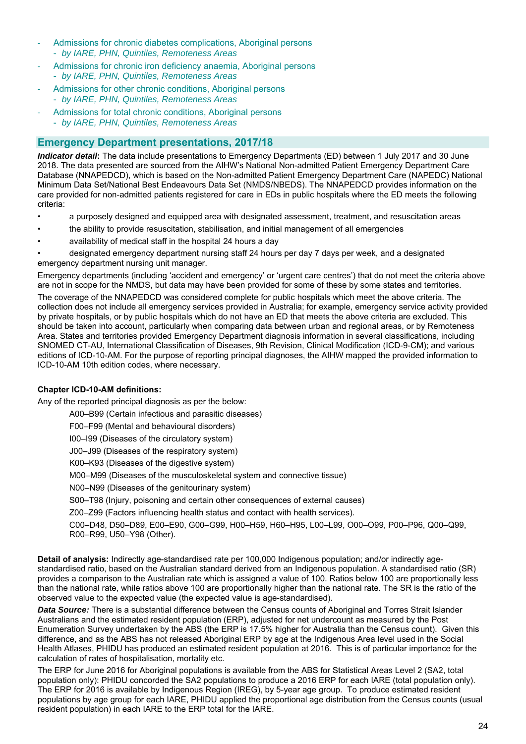- Admissions for chronic diabetes complications, Aboriginal persons
    - *by IARE, PHN, Quintiles, Remoteness Areas*
- Admissions for chronic iron deficiency anaemia, Aboriginal persons
    - *by IARE, PHN, Quintiles, Remoteness Areas*
- Admissions for other chronic conditions, Aboriginal persons
    - *by IARE, PHN, Quintiles, Remoteness Areas*
- Admissions for total chronic conditions, Aboriginal persons
    - *by IARE, PHN, Quintiles, Remoteness Areas*

## Emergency Department presentations, 2017/18

***Indicator detail*:** The data include presentations to Emergency Departments (ED) between 1 July 2017 and 30 June 2018. The data presented are sourced from the AIHW's National Non-admitted Patient Emergency Department Care Database (NNAPEDCD), which is based on the Non-admitted Patient Emergency Department Care (NAPEDC) National Minimum Data Set/National Best Endeavours Data Set (NMDS/NBEDS). The NNAPEDCD provides information on the care provided for non-admitted patients registered for care in EDs in public hospitals where the ED meets the following criteria:

- a purposely designed and equipped area with designated assessment, treatment, and resuscitation areas
- the ability to provide resuscitation, stabilisation, and initial management of all emergencies
- availability of medical staff in the hospital 24 hours a day
- designated emergency department nursing staff 24 hours per day 7 days per week, and a designated emergency department nursing unit manager.

Emergency departments (including 'accident and emergency' or 'urgent care centres') that do not meet the criteria above are not in scope for the NMDS, but data may have been provided for some of these by some states and territories.

The coverage of the NNAPEDCD was considered complete for public hospitals which meet the above criteria. The collection does not include all emergency services provided in Australia; for example, emergency service activity provided by private hospitals, or by public hospitals which do not have an ED that meets the above criteria are excluded. This should be taken into account, particularly when comparing data between urban and regional areas, or by Remoteness Area. States and territories provided Emergency Department diagnosis information in several classifications, including SNOMED CT-AU, International Classification of Diseases, 9th Revision, Clinical Modification (ICD-9-CM); and various editions of ICD-10-AM. For the purpose of reporting principal diagnoses, the AIHW mapped the provided information to ICD-10-AM 10th edition codes, where necessary.

**Chapter ICD-10-AM definitions:**

Any of the reported principal diagnosis as per the below:

A00–B99 (Certain infectious and parasitic diseases)

F00–F99 (Mental and behavioural disorders)

I00–I99 (Diseases of the circulatory system)

J00–J99 (Diseases of the respiratory system)

K00–K93 (Diseases of the digestive system)

M00–M99 (Diseases of the musculoskeletal system and connective tissue)

N00–N99 (Diseases of the genitourinary system)

S00–T98 (Injury, poisoning and certain other consequences of external causes)

Z00–Z99 (Factors influencing health status and contact with health services).

C00–D48, D50–D89, E00–E90, G00–G99, H00–H59, H60–H95, L00–L99, O00–O99, P00–P96, Q00–Q99, R00–R99, U50–Y98 (Other).

**Detail of analysis:** Indirectly age-standardised rate per 100,000 Indigenous population; and/or indirectly age-standardised ratio, based on the Australian standard derived from an Indigenous population. A standardised ratio (SR) provides a comparison to the Australian rate which is assigned a value of 100. Ratios below 100 are proportionally less than the national rate, while ratios above 100 are proportionally higher than the national rate. The SR is the ratio of the observed value to the expected value (the expected value is age-standardised).

***Data Source:*** There is a substantial difference between the Census counts of Aboriginal and Torres Strait Islander Australians and the estimated resident population (ERP), adjusted for net undercount as measured by the Post Enumeration Survey undertaken by the ABS (the ERP is 17.5% higher for Australia than the Census count). Given this difference, and as the ABS has not released Aboriginal ERP by age at the Indigenous Area level used in the Social Health Atlases, PHIDU has produced an estimated resident population at 2016. This is of particular importance for the calculation of rates of hospitalisation, mortality etc.

The ERP for June 2016 for Aboriginal populations is available from the ABS for Statistical Areas Level 2 (SA2, total population only): PHIDU concorded the SA2 populations to produce a 2016 ERP for each IARE (total population only). The ERP for 2016 is available by Indigenous Region (IREG), by 5-year age group. To produce estimated resident populations by age group for each IARE, PHIDU applied the proportional age distribution from the Census counts (usual resident population) in each IARE to the ERP total for the IARE.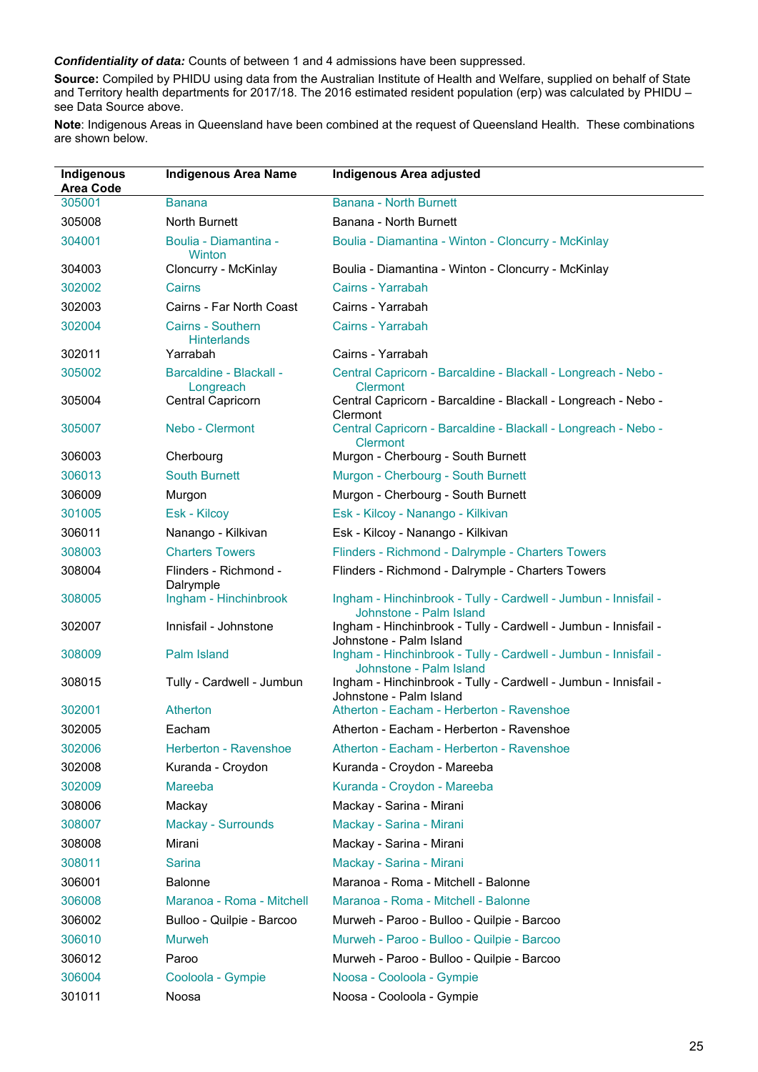***Confidentiality of data:*** Counts of between 1 and 4 admissions have been suppressed.

**Source:** Compiled by PHIDU using data from the Australian Institute of Health and Welfare, supplied on behalf of State and Territory health departments for 2017/18. The 2016 estimated resident population (erp) was calculated by PHIDU – see Data Source above.

**Note**: Indigenous Areas in Queensland have been combined at the request of Queensland Health. These combinations are shown below.

| Indigenous Area Code | Indigenous Area Name | Indigenous Area adjusted |
|---|---|---|
| 305001 | Banana | Banana - North Burnett |
| 305008 | North Burnett | Banana - North Burnett |
| 304001 | Boulia - Diamantina - Winton | Boulia - Diamantina - Winton - Cloncurry - McKinlay |
| 304003 | Cloncurry - McKinlay | Boulia - Diamantina - Winton - Cloncurry - McKinlay |
| 302002 | Cairns | Cairns - Yarrabah |
| 302003 | Cairns - Far North Coast | Cairns - Yarrabah |
| 302004 | Cairns - Southern Hinterlands | Cairns - Yarrabah |
| 302011 | Yarrabah | Cairns - Yarrabah |
| 305002 | Barcaldine - Blackall - Longreach | Central Capricorn - Barcaldine - Blackall - Longreach - Nebo - Clermont |
| 305004 | Central Capricorn | Central Capricorn - Barcaldine - Blackall - Longreach - Nebo - Clermont |
| 305007 | Nebo - Clermont | Central Capricorn - Barcaldine - Blackall - Longreach - Nebo - Clermont |
| 306003 | Cherbourg | Murgon - Cherbourg - South Burnett |
| 306013 | South Burnett | Murgon - Cherbourg - South Burnett |
| 306009 | Murgon | Murgon - Cherbourg - South Burnett |
| 301005 | Esk - Kilcoy | Esk - Kilcoy - Nanango - Kilkivan |
| 306011 | Nanango - Kilkivan | Esk - Kilcoy - Nanango - Kilkivan |
| 308003 | Charters Towers | Flinders - Richmond - Dalrymple - Charters Towers |
| 308004 | Flinders - Richmond - Dalrymple | Flinders - Richmond - Dalrymple - Charters Towers |
| 308005 | Ingham - Hinchinbrook | Ingham - Hinchinbrook - Tully - Cardwell - Jumbun - Innisfail - Johnstone - Palm Island |
| 302007 | Innisfail - Johnstone | Ingham - Hinchinbrook - Tully - Cardwell - Jumbun - Innisfail - Johnstone - Palm Island |
| 308009 | Palm Island | Ingham - Hinchinbrook - Tully - Cardwell - Jumbun - Innisfail - Johnstone - Palm Island |
| 308015 | Tully - Cardwell - Jumbun | Ingham - Hinchinbrook - Tully - Cardwell - Jumbun - Innisfail - Johnstone - Palm Island |
| 302001 | Atherton | Atherton - Eacham - Herberton - Ravenshoe |
| 302005 | Eacham | Atherton - Eacham - Herberton - Ravenshoe |
| 302006 | Herberton - Ravenshoe | Atherton - Eacham - Herberton - Ravenshoe |
| 302008 | Kuranda - Croydon | Kuranda - Croydon - Mareeba |
| 302009 | Mareeba | Kuranda - Croydon - Mareeba |
| 308006 | Mackay | Mackay - Sarina - Mirani |
| 308007 | Mackay - Surrounds | Mackay - Sarina - Mirani |
| 308008 | Mirani | Mackay - Sarina - Mirani |
| 308011 | Sarina | Mackay - Sarina - Mirani |
| 306001 | Balonne | Maranoa - Roma - Mitchell - Balonne |
| 306008 | Maranoa - Roma - Mitchell | Maranoa - Roma - Mitchell - Balonne |
| 306002 | Bulloo - Quilpie - Barcoo | Murweh - Paroo - Bulloo - Quilpie - Barcoo |
| 306010 | Murweh | Murweh - Paroo - Bulloo - Quilpie - Barcoo |
| 306012 | Paroo | Murweh - Paroo - Bulloo - Quilpie - Barcoo |
| 306004 | Cooloola - Gympie | Noosa - Cooloola - Gympie |
| 301011 | Noosa | Noosa - Cooloola - Gympie |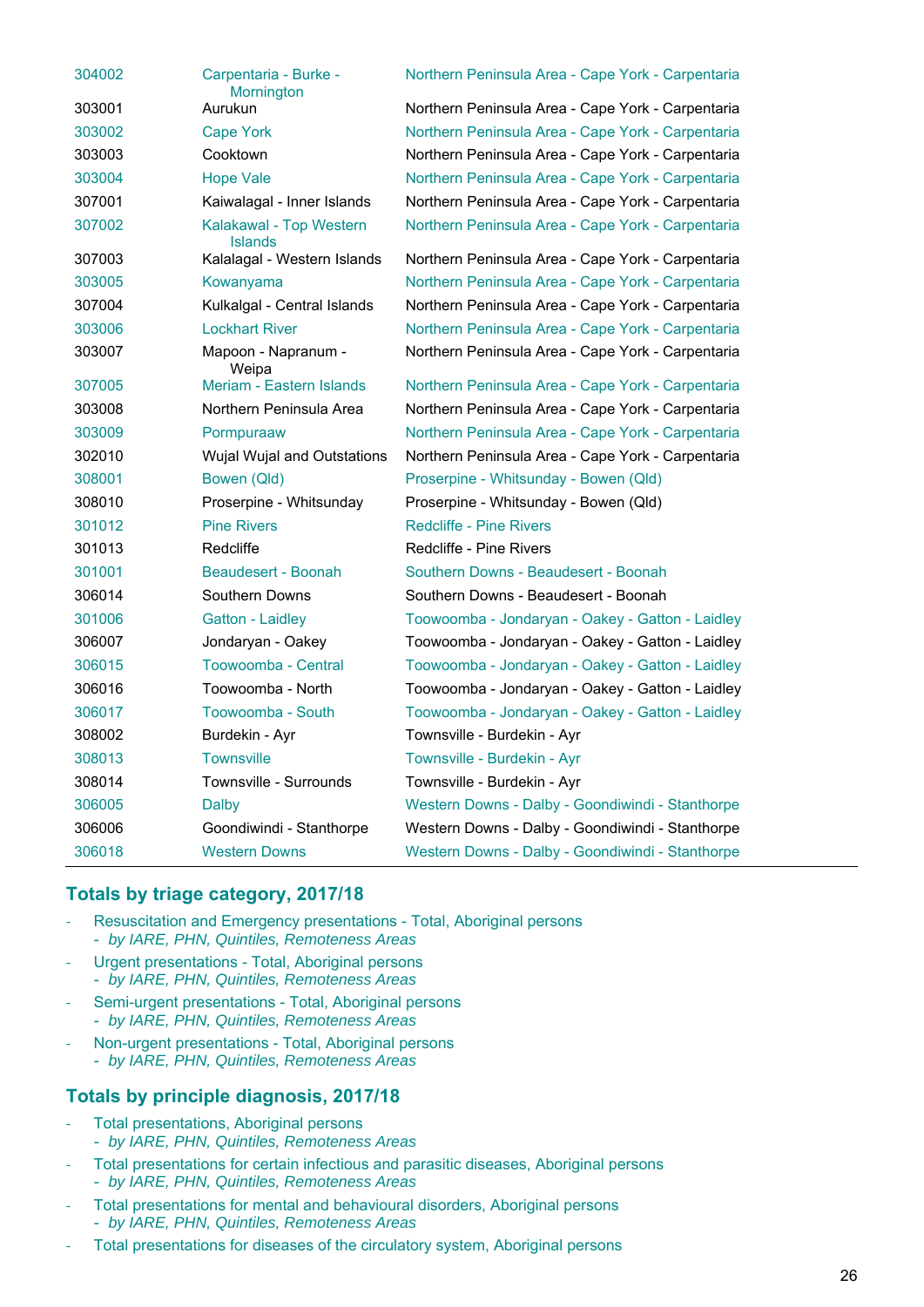| | | |
|---|---|---|
| 304002 | Carpentaria - Burke - Mornington | Northern Peninsula Area - Cape York - Carpentaria |
| 303001 | Aurukun | Northern Peninsula Area - Cape York - Carpentaria |
| 303002 | Cape York | Northern Peninsula Area - Cape York - Carpentaria |
| 303003 | Cooktown | Northern Peninsula Area - Cape York - Carpentaria |
| 303004 | Hope Vale | Northern Peninsula Area - Cape York - Carpentaria |
| 307001 | Kaiwalagal - Inner Islands | Northern Peninsula Area - Cape York - Carpentaria |
| 307002 | Kalakawal - Top Western Islands | Northern Peninsula Area - Cape York - Carpentaria |
| 307003 | Kalalagal - Western Islands | Northern Peninsula Area - Cape York - Carpentaria |
| 303005 | Kowanyama | Northern Peninsula Area - Cape York - Carpentaria |
| 307004 | Kulkalgal - Central Islands | Northern Peninsula Area - Cape York - Carpentaria |
| 303006 | Lockhart River | Northern Peninsula Area - Cape York - Carpentaria |
| 303007 | Mapoon - Napranum - Weipa | Northern Peninsula Area - Cape York - Carpentaria |
| 307005 | Meriam - Eastern Islands | Northern Peninsula Area - Cape York - Carpentaria |
| 303008 | Northern Peninsula Area | Northern Peninsula Area - Cape York - Carpentaria |
| 303009 | Pormpuraaw | Northern Peninsula Area - Cape York - Carpentaria |
| 302010 | Wujal Wujal and Outstations | Northern Peninsula Area - Cape York - Carpentaria |
| 308001 | Bowen (Qld) | Proserpine - Whitsunday - Bowen (Qld) |
| 308010 | Proserpine - Whitsunday | Proserpine - Whitsunday - Bowen (Qld) |
| 301012 | Pine Rivers | Redcliffe - Pine Rivers |
| 301013 | Redcliffe | Redcliffe - Pine Rivers |
| 301001 | Beaudesert - Boonah | Southern Downs - Beaudesert - Boonah |
| 306014 | Southern Downs | Southern Downs - Beaudesert - Boonah |
| 301006 | Gatton - Laidley | Toowoomba - Jondaryan - Oakey - Gatton - Laidley |
| 306007 | Jondaryan - Oakey | Toowoomba - Jondaryan - Oakey - Gatton - Laidley |
| 306015 | Toowoomba - Central | Toowoomba - Jondaryan - Oakey - Gatton - Laidley |
| 306016 | Toowoomba - North | Toowoomba - Jondaryan - Oakey - Gatton - Laidley |
| 306017 | Toowoomba - South | Toowoomba - Jondaryan - Oakey - Gatton - Laidley |
| 308002 | Burdekin - Ayr | Townsville - Burdekin - Ayr |
| 308013 | Townsville | Townsville - Burdekin - Ayr |
| 308014 | Townsville - Surrounds | Townsville - Burdekin - Ayr |
| 306005 | Dalby | Western Downs - Dalby - Goondiwindi - Stanthorpe |
| 306006 | Goondiwindi - Stanthorpe | Western Downs - Dalby - Goondiwindi - Stanthorpe |
| 306018 | Western Downs | Western Downs - Dalby - Goondiwindi - Stanthorpe |

## Totals by triage category, 2017/18

- Resuscitation and Emergency presentations - Total, Aboriginal persons
  - *by IARE, PHN, Quintiles, Remoteness Areas*
- Urgent presentations - Total, Aboriginal persons
  - *by IARE, PHN, Quintiles, Remoteness Areas*
- Semi-urgent presentations - Total, Aboriginal persons
  - *by IARE, PHN, Quintiles, Remoteness Areas*
- Non-urgent presentations - Total, Aboriginal persons
  - *by IARE, PHN, Quintiles, Remoteness Areas*

## Totals by principle diagnosis, 2017/18

- Total presentations, Aboriginal persons
  - *by IARE, PHN, Quintiles, Remoteness Areas*
- Total presentations for certain infectious and parasitic diseases, Aboriginal persons
  - *by IARE, PHN, Quintiles, Remoteness Areas*
- Total presentations for mental and behavioural disorders, Aboriginal persons
  - *by IARE, PHN, Quintiles, Remoteness Areas*
- Total presentations for diseases of the circulatory system, Aboriginal persons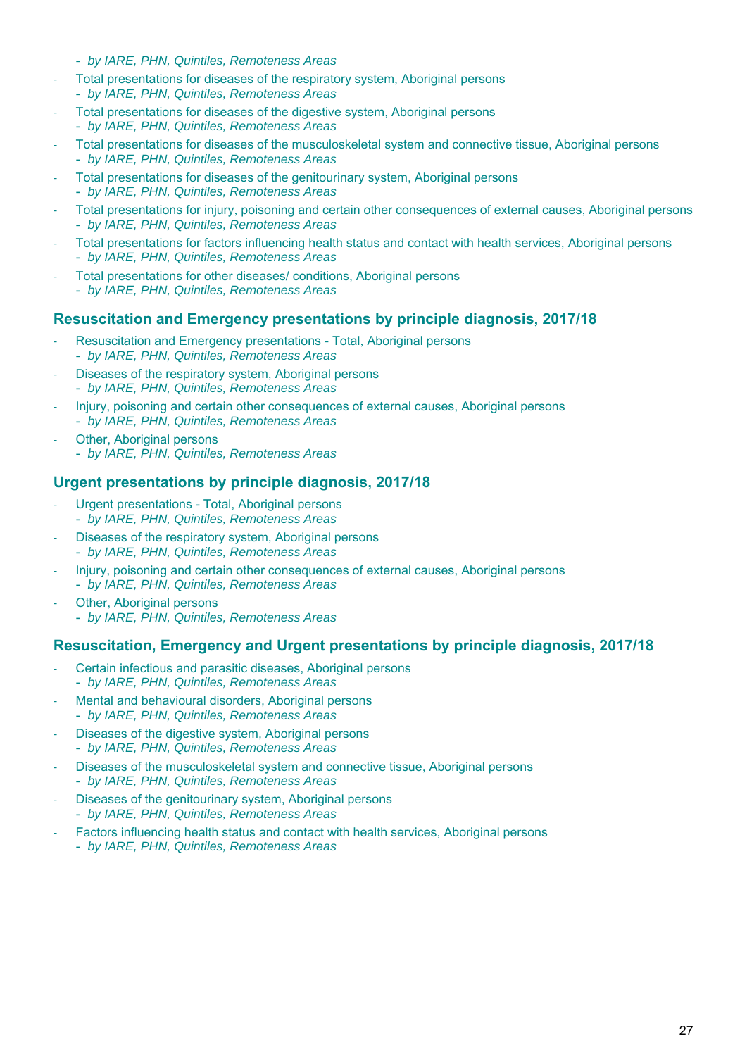- *by IARE, PHN, Quintiles, Remoteness Areas*
- Total presentations for diseases of the respiratory system, Aboriginal persons
  - *by IARE, PHN, Quintiles, Remoteness Areas*
- Total presentations for diseases of the digestive system, Aboriginal persons
  - *by IARE, PHN, Quintiles, Remoteness Areas*
- Total presentations for diseases of the musculoskeletal system and connective tissue, Aboriginal persons
  - *by IARE, PHN, Quintiles, Remoteness Areas*
- Total presentations for diseases of the genitourinary system, Aboriginal persons
  - *by IARE, PHN, Quintiles, Remoteness Areas*
- Total presentations for injury, poisoning and certain other consequences of external causes, Aboriginal persons
  - *by IARE, PHN, Quintiles, Remoteness Areas*
- Total presentations for factors influencing health status and contact with health services, Aboriginal persons
  - *by IARE, PHN, Quintiles, Remoteness Areas*
- Total presentations for other diseases/ conditions, Aboriginal persons
  - *by IARE, PHN, Quintiles, Remoteness Areas*

### Resuscitation and Emergency presentations by principle diagnosis, 2017/18

- Resuscitation and Emergency presentations - Total, Aboriginal persons
  - *by IARE, PHN, Quintiles, Remoteness Areas*
- Diseases of the respiratory system, Aboriginal persons
  - *by IARE, PHN, Quintiles, Remoteness Areas*
- Injury, poisoning and certain other consequences of external causes, Aboriginal persons
  - *by IARE, PHN, Quintiles, Remoteness Areas*
- Other, Aboriginal persons
  - *by IARE, PHN, Quintiles, Remoteness Areas*

### Urgent presentations by principle diagnosis, 2017/18

- Urgent presentations - Total, Aboriginal persons
  - *by IARE, PHN, Quintiles, Remoteness Areas*
- Diseases of the respiratory system, Aboriginal persons
  - *by IARE, PHN, Quintiles, Remoteness Areas*
- Injury, poisoning and certain other consequences of external causes, Aboriginal persons
  - *by IARE, PHN, Quintiles, Remoteness Areas*
- Other, Aboriginal persons
  - *by IARE, PHN, Quintiles, Remoteness Areas*

### Resuscitation, Emergency and Urgent presentations by principle diagnosis, 2017/18

- Certain infectious and parasitic diseases, Aboriginal persons
  - *by IARE, PHN, Quintiles, Remoteness Areas*
- Mental and behavioural disorders, Aboriginal persons
  - *by IARE, PHN, Quintiles, Remoteness Areas*
- Diseases of the digestive system, Aboriginal persons
  - *by IARE, PHN, Quintiles, Remoteness Areas*
- Diseases of the musculoskeletal system and connective tissue, Aboriginal persons
  - *by IARE, PHN, Quintiles, Remoteness Areas*
- Diseases of the genitourinary system, Aboriginal persons
  - *by IARE, PHN, Quintiles, Remoteness Areas*
- Factors influencing health status and contact with health services, Aboriginal persons
  - *by IARE, PHN, Quintiles, Remoteness Areas*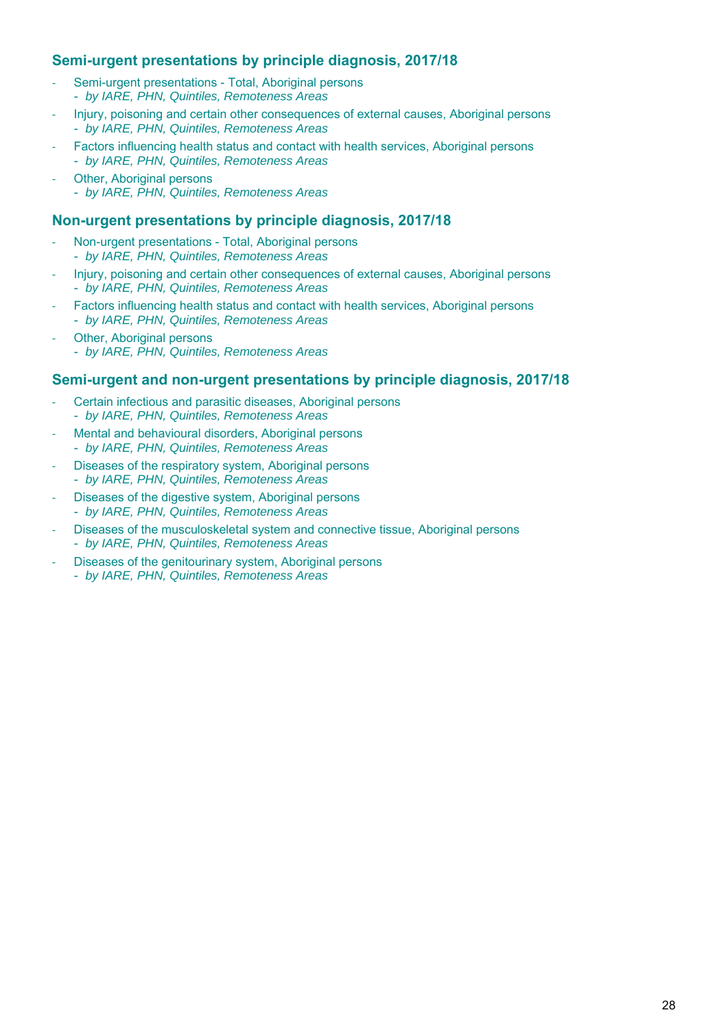### Semi-urgent presentations by principle diagnosis, 2017/18

- Semi-urgent presentations - Total, Aboriginal persons
  - *by IARE, PHN, Quintiles, Remoteness Areas*
- Injury, poisoning and certain other consequences of external causes, Aboriginal persons
  - *by IARE, PHN, Quintiles, Remoteness Areas*
- Factors influencing health status and contact with health services, Aboriginal persons
  - *by IARE, PHN, Quintiles, Remoteness Areas*
- Other, Aboriginal persons
  - *by IARE, PHN, Quintiles, Remoteness Areas*

### Non-urgent presentations by principle diagnosis, 2017/18

- Non-urgent presentations - Total, Aboriginal persons
  - *by IARE, PHN, Quintiles, Remoteness Areas*
- Injury, poisoning and certain other consequences of external causes, Aboriginal persons
  - *by IARE, PHN, Quintiles, Remoteness Areas*
- Factors influencing health status and contact with health services, Aboriginal persons
  - *by IARE, PHN, Quintiles, Remoteness Areas*
- Other, Aboriginal persons
  - *by IARE, PHN, Quintiles, Remoteness Areas*

### Semi-urgent and non-urgent presentations by principle diagnosis, 2017/18

- Certain infectious and parasitic diseases, Aboriginal persons
  - *by IARE, PHN, Quintiles, Remoteness Areas*
- Mental and behavioural disorders, Aboriginal persons
  - *by IARE, PHN, Quintiles, Remoteness Areas*
- Diseases of the respiratory system, Aboriginal persons
  - *by IARE, PHN, Quintiles, Remoteness Areas*
- Diseases of the digestive system, Aboriginal persons
  - *by IARE, PHN, Quintiles, Remoteness Areas*
- Diseases of the musculoskeletal system and connective tissue, Aboriginal persons
  - *by IARE, PHN, Quintiles, Remoteness Areas*
- Diseases of the genitourinary system, Aboriginal persons
  - *by IARE, PHN, Quintiles, Remoteness Areas*